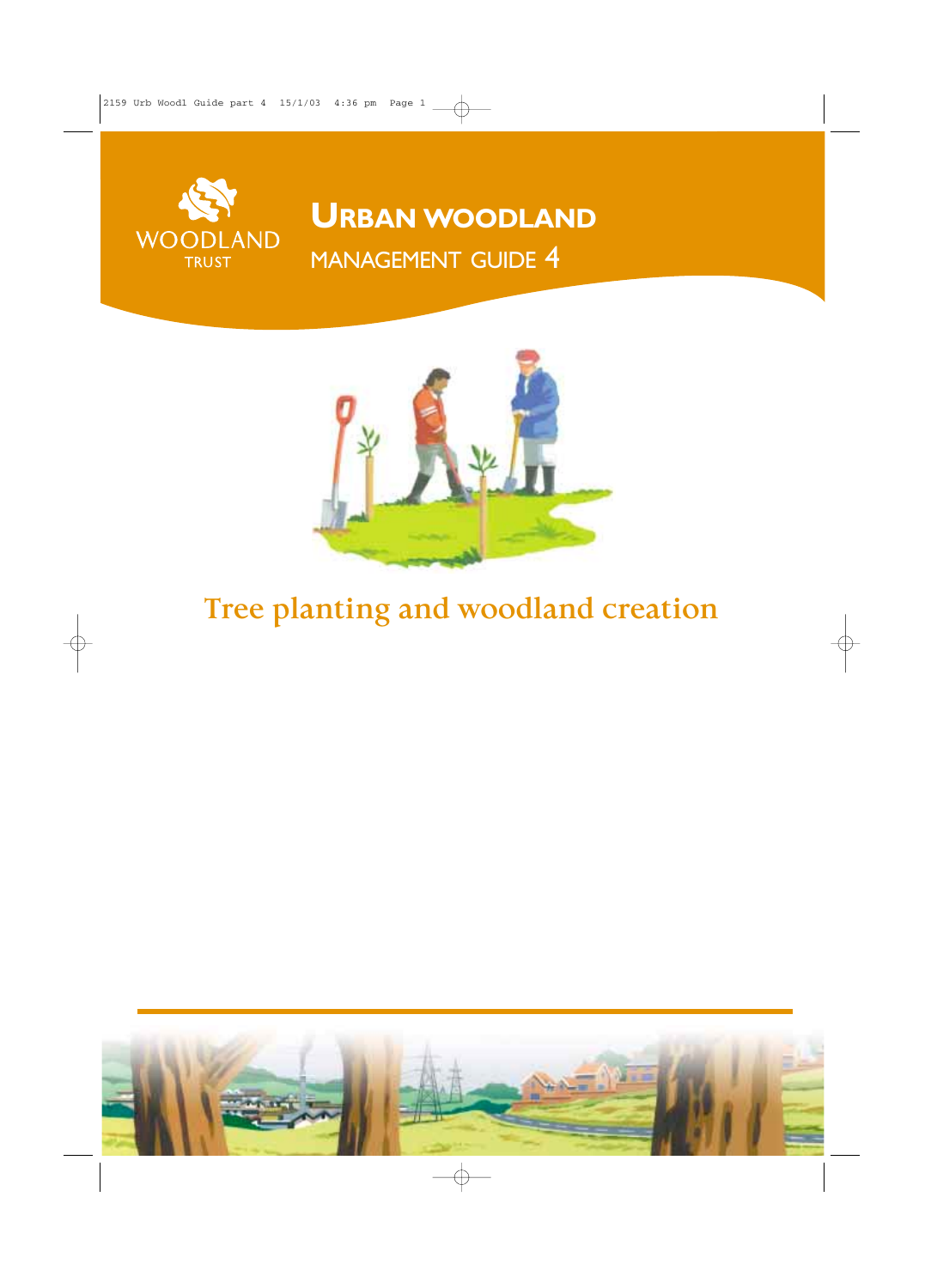WOODLAND TRUST

# URBAN WOODLAND

## MANAGEMENT GUIDE 4

# Tree planting and woodland creation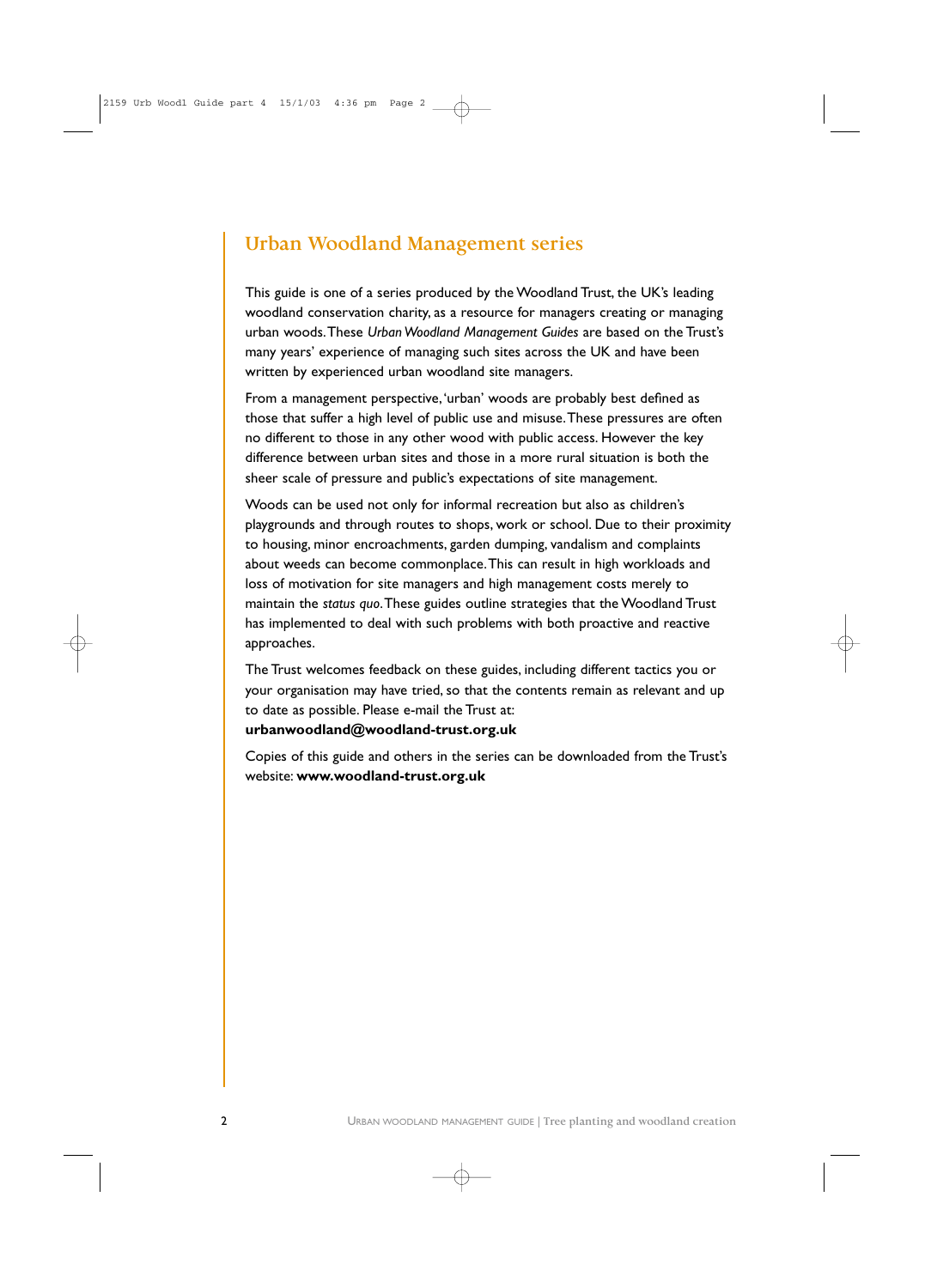## Urban Woodland Management series

This guide is one of a series produced by the Woodland Trust, the UK's leading woodland conservation charity, as a resource for managers creating or managing urban woods. These *Urban Woodland Management Guides* are based on the Trust's many years' experience of managing such sites across the UK and have been written by experienced urban woodland site managers.

From a management perspective, 'urban' woods are probably best defined as those that suffer a high level of public use and misuse. These pressures are often no different to those in any other wood with public access. However the key difference between urban sites and those in a more rural situation is both the sheer scale of pressure and public's expectations of site management.

Woods can be used not only for informal recreation but also as children's playgrounds and through routes to shops, work or school. Due to their proximity to housing, minor encroachments, garden dumping, vandalism and complaints about weeds can become commonplace. This can result in high workloads and loss of motivation for site managers and high management costs merely to maintain the *status quo*. These guides outline strategies that the Woodland Trust has implemented to deal with such problems with both proactive and reactive approaches.

The Trust welcomes feedback on these guides, including different tactics you or your organisation may have tried, so that the contents remain as relevant and up to date as possible. Please e-mail the Trust at:
**urbanwoodland@woodland-trust.org.uk**

Copies of this guide and others in the series can be downloaded from the Trust's website: **www.woodland-trust.org.uk**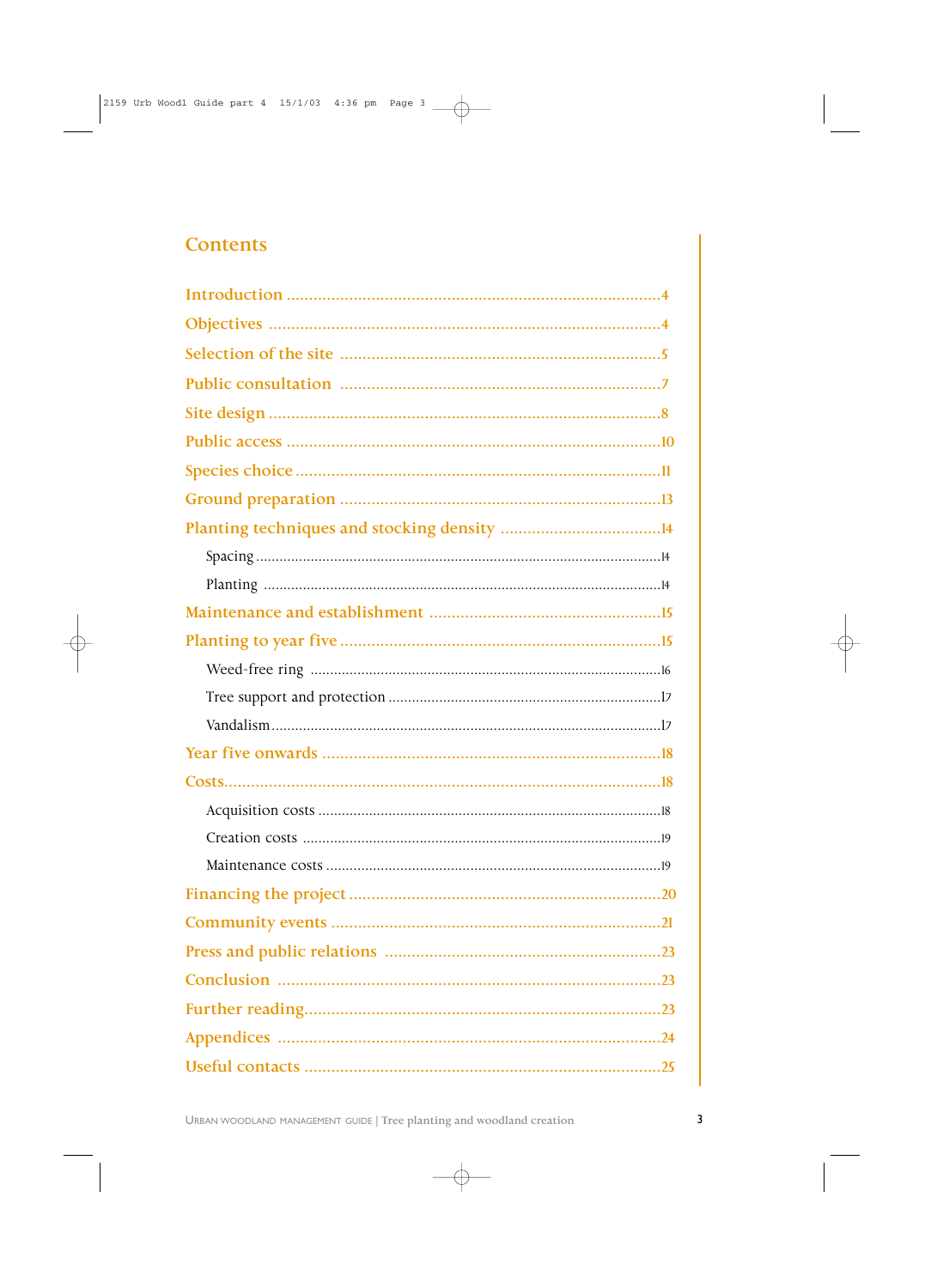# Contents

Introduction ....................................................................4

Objectives ......................................................................4

Selection of the site ......................................................5

Public consultation ......................................................7

Site design ......................................................................8

Public access ..................................................................10

Species choice ................................................................11

Ground preparation ......................................................13

Planting techniques and stocking density ....................14

- Spacing ..........................................................................14
- Planting .........................................................................14

Maintenance and establishment ....................................15

Planting to year five ......................................................15

- Weed-free ring ..............................................................16
- Tree support and protection ........................................17
- Vandalism ......................................................................17

Year five onwards ..........................................................18

Costs................................................................................18

- Acquisition costs ..........................................................18
- Creation costs ..............................................................19
- Maintenance costs ........................................................19

Financing the project ....................................................20

Community events ........................................................21

Press and public relations ............................................23

Conclusion ....................................................................23

Further reading..............................................................23

Appendices ....................................................................24

Useful contacts ..............................................................25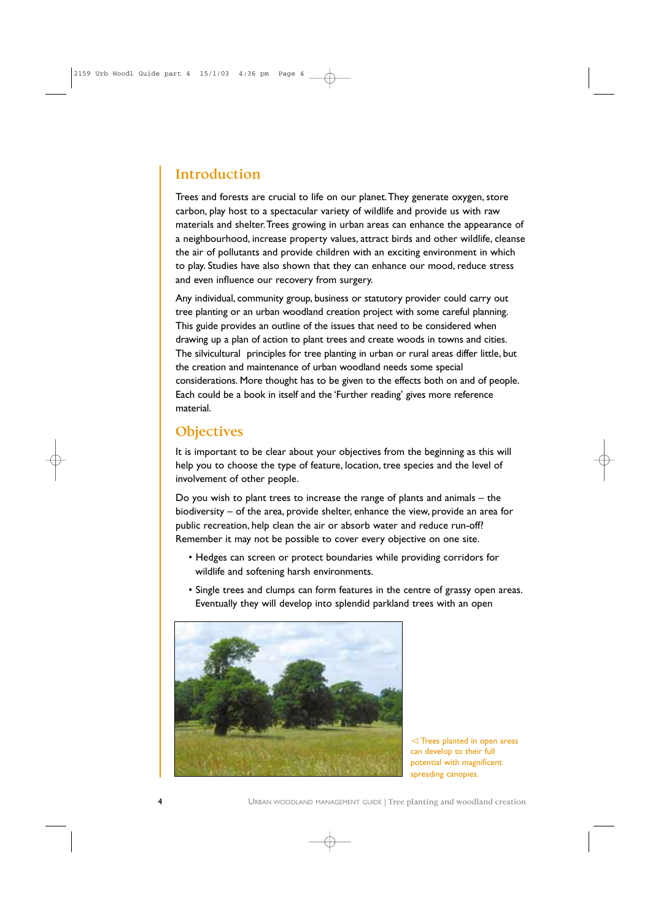## Introduction

Trees and forests are crucial to life on our planet. They generate oxygen, store carbon, play host to a spectacular variety of wildlife and provide us with raw materials and shelter. Trees growing in urban areas can enhance the appearance of a neighbourhood, increase property values, attract birds and other wildlife, cleanse the air of pollutants and provide children with an exciting environment in which to play. Studies have also shown that they can enhance our mood, reduce stress and even influence our recovery from surgery.

Any individual, community group, business or statutory provider could carry out tree planting or an urban woodland creation project with some careful planning. This guide provides an outline of the issues that need to be considered when drawing up a plan of action to plant trees and create woods in towns and cities. The silvicultural principles for tree planting in urban or rural areas differ little, but the creation and maintenance of urban woodland needs some special considerations. More thought has to be given to the effects both on and of people. Each could be a book in itself and the 'Further reading' gives more reference material.

## Objectives

It is important to be clear about your objectives from the beginning as this will help you to choose the type of feature, location, tree species and the level of involvement of other people.

Do you wish to plant trees to increase the range of plants and animals – the biodiversity – of the area, provide shelter, enhance the view, provide an area for public recreation, help clean the air or absorb water and reduce run-off? Remember it may not be possible to cover every objective on one site.

- Hedges can screen or protect boundaries while providing corridors for wildlife and softening harsh environments.
- Single trees and clumps can form features in the centre of grassy open areas. Eventually they will develop into splendid parkland trees with an open

◁ Trees planted in open areas can develop to their full potential with magnificent spreading canopies.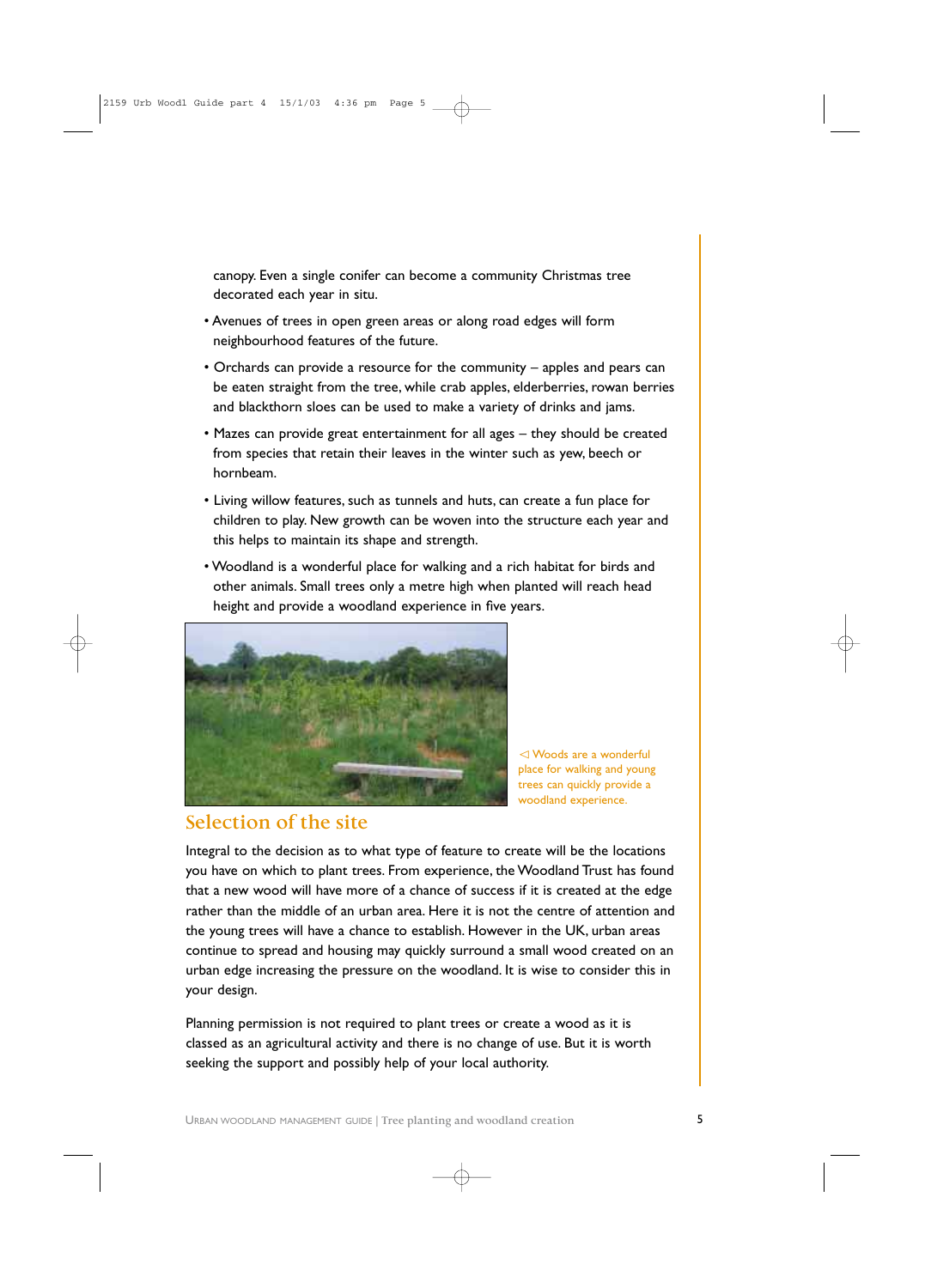canopy. Even a single conifer can become a community Christmas tree decorated each year in situ.

- Avenues of trees in open green areas or along road edges will form neighbourhood features of the future.
- Orchards can provide a resource for the community – apples and pears can be eaten straight from the tree, while crab apples, elderberries, rowan berries and blackthorn sloes can be used to make a variety of drinks and jams.
- Mazes can provide great entertainment for all ages – they should be created from species that retain their leaves in the winter such as yew, beech or hornbeam.
- Living willow features, such as tunnels and huts, can create a fun place for children to play. New growth can be woven into the structure each year and this helps to maintain its shape and strength.
- Woodland is a wonderful place for walking and a rich habitat for birds and other animals. Small trees only a metre high when planted will reach head height and provide a woodland experience in five years.

◁ Woods are a wonderful place for walking and young trees can quickly provide a woodland experience.

## Selection of the site

Integral to the decision as to what type of feature to create will be the locations you have on which to plant trees. From experience, the Woodland Trust has found that a new wood will have more of a chance of success if it is created at the edge rather than the middle of an urban area. Here it is not the centre of attention and the young trees will have a chance to establish. However in the UK, urban areas continue to spread and housing may quickly surround a small wood created on an urban edge increasing the pressure on the woodland. It is wise to consider this in your design.

Planning permission is not required to plant trees or create a wood as it is classed as an agricultural activity and there is no change of use. But it is worth seeking the support and possibly help of your local authority.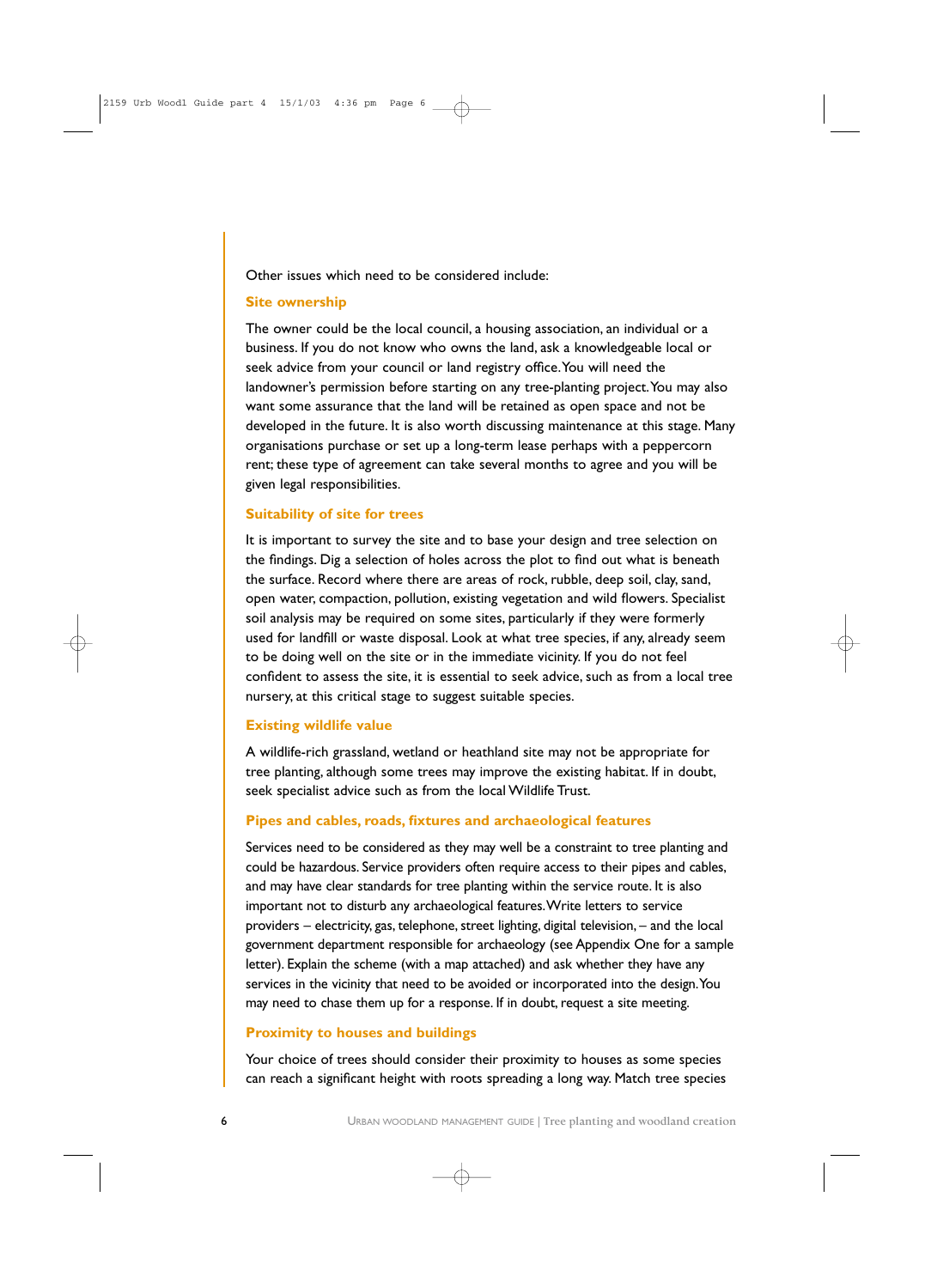Other issues which need to be considered include:

### Site ownership

The owner could be the local council, a housing association, an individual or a business. If you do not know who owns the land, ask a knowledgeable local or seek advice from your council or land registry office. You will need the landowner's permission before starting on any tree-planting project. You may also want some assurance that the land will be retained as open space and not be developed in the future. It is also worth discussing maintenance at this stage. Many organisations purchase or set up a long-term lease perhaps with a peppercorn rent; these type of agreement can take several months to agree and you will be given legal responsibilities.

### Suitability of site for trees

It is important to survey the site and to base your design and tree selection on the findings. Dig a selection of holes across the plot to find out what is beneath the surface. Record where there are areas of rock, rubble, deep soil, clay, sand, open water, compaction, pollution, existing vegetation and wild flowers. Specialist soil analysis may be required on some sites, particularly if they were formerly used for landfill or waste disposal. Look at what tree species, if any, already seem to be doing well on the site or in the immediate vicinity. If you do not feel confident to assess the site, it is essential to seek advice, such as from a local tree nursery, at this critical stage to suggest suitable species.

### Existing wildlife value

A wildlife-rich grassland, wetland or heathland site may not be appropriate for tree planting, although some trees may improve the existing habitat. If in doubt, seek specialist advice such as from the local Wildlife Trust.

### Pipes and cables, roads, fixtures and archaeological features

Services need to be considered as they may well be a constraint to tree planting and could be hazardous. Service providers often require access to their pipes and cables, and may have clear standards for tree planting within the service route. It is also important not to disturb any archaeological features. Write letters to service providers – electricity, gas, telephone, street lighting, digital television, – and the local government department responsible for archaeology (see Appendix One for a sample letter). Explain the scheme (with a map attached) and ask whether they have any services in the vicinity that need to be avoided or incorporated into the design. You may need to chase them up for a response. If in doubt, request a site meeting.

### Proximity to houses and buildings

Your choice of trees should consider their proximity to houses as some species can reach a significant height with roots spreading a long way. Match tree species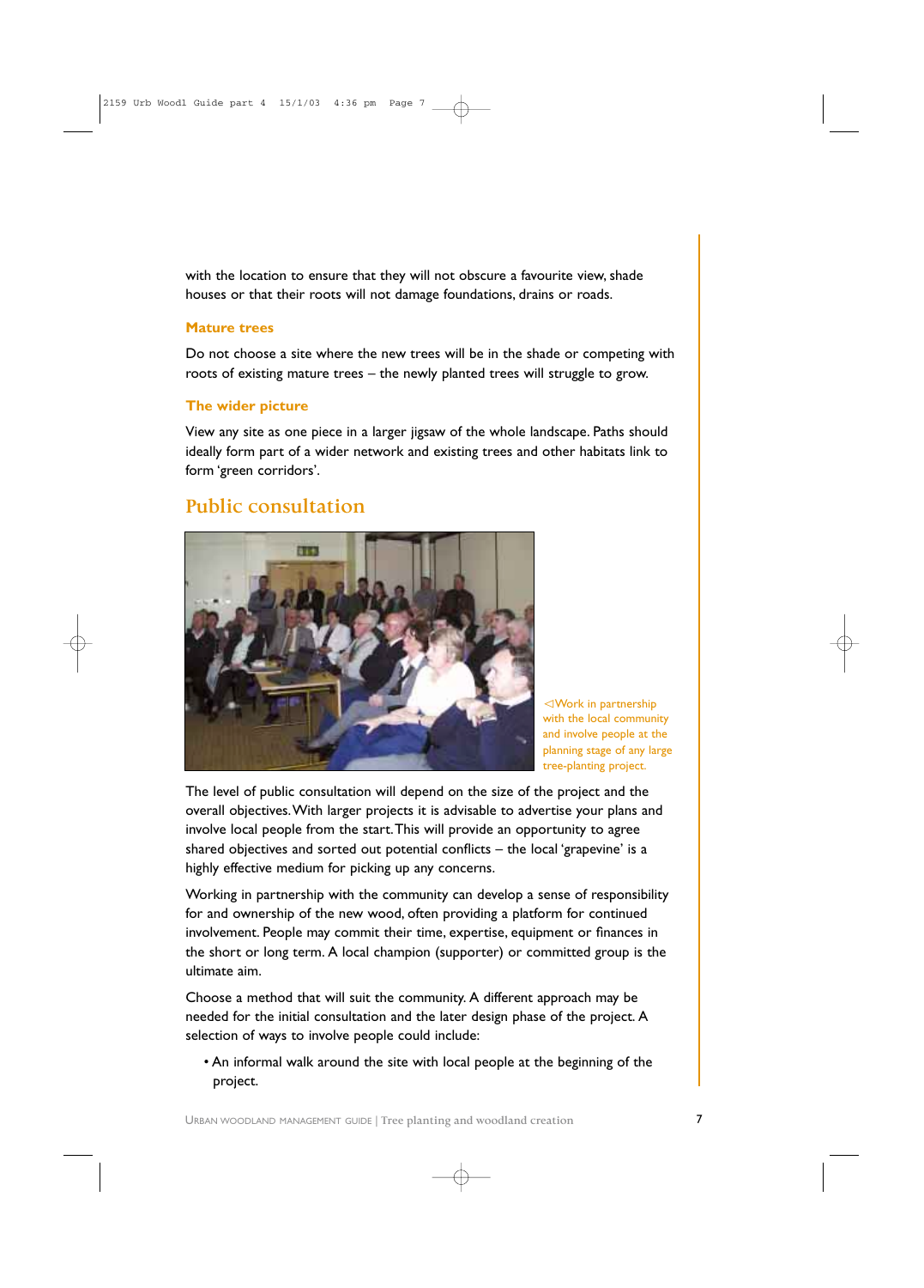with the location to ensure that they will not obscure a favourite view, shade houses or that their roots will not damage foundations, drains or roads.

### Mature trees

Do not choose a site where the new trees will be in the shade or competing with roots of existing mature trees – the newly planted trees will struggle to grow.

### The wider picture

View any site as one piece in a larger jigsaw of the whole landscape. Paths should ideally form part of a wider network and existing trees and other habitats link to form 'green corridors'.

## Public consultation

◁Work in partnership with the local community and involve people at the planning stage of any large tree-planting project.

The level of public consultation will depend on the size of the project and the overall objectives. With larger projects it is advisable to advertise your plans and involve local people from the start. This will provide an opportunity to agree shared objectives and sorted out potential conflicts – the local 'grapevine' is a highly effective medium for picking up any concerns.

Working in partnership with the community can develop a sense of responsibility for and ownership of the new wood, often providing a platform for continued involvement. People may commit their time, expertise, equipment or finances in the short or long term. A local champion (supporter) or committed group is the ultimate aim.

Choose a method that will suit the community. A different approach may be needed for the initial consultation and the later design phase of the project. A selection of ways to involve people could include:

- An informal walk around the site with local people at the beginning of the project.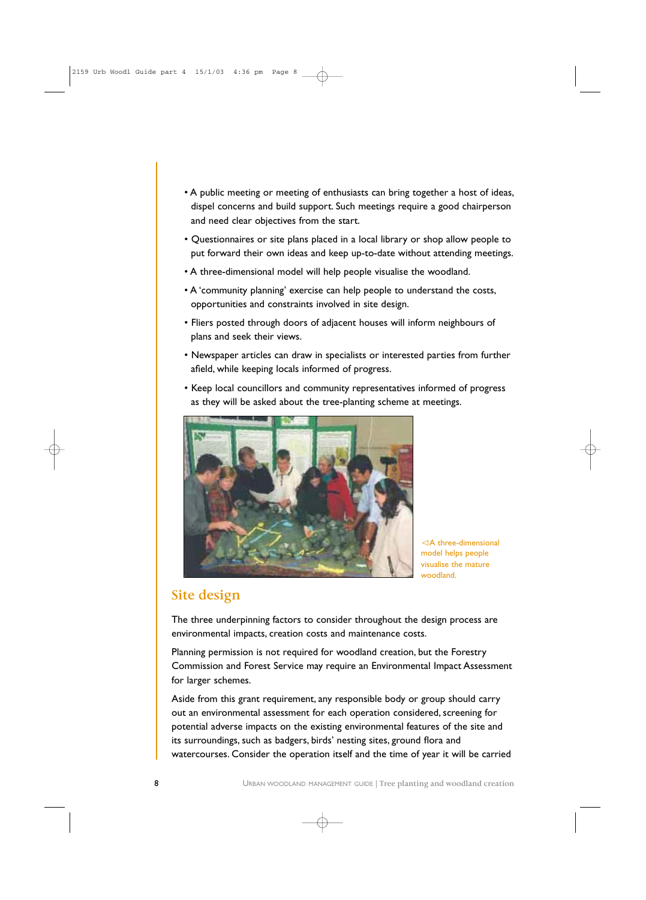- A public meeting or meeting of enthusiasts can bring together a host of ideas, dispel concerns and build support. Such meetings require a good chairperson and need clear objectives from the start.
- Questionnaires or site plans placed in a local library or shop allow people to put forward their own ideas and keep up-to-date without attending meetings.
- A three-dimensional model will help people visualise the woodland.
- A 'community planning' exercise can help people to understand the costs, opportunities and constraints involved in site design.
- Fliers posted through doors of adjacent houses will inform neighbours of plans and seek their views.
- Newspaper articles can draw in specialists or interested parties from further afield, while keeping locals informed of progress.
- Keep local councillors and community representatives informed of progress as they will be asked about the tree-planting scheme at meetings.

◁A three-dimensional model helps people visualise the mature woodland.

## Site design

The three underpinning factors to consider throughout the design process are environmental impacts, creation costs and maintenance costs.

Planning permission is not required for woodland creation, but the Forestry Commission and Forest Service may require an Environmental Impact Assessment for larger schemes.

Aside from this grant requirement, any responsible body or group should carry out an environmental assessment for each operation considered, screening for potential adverse impacts on the existing environmental features of the site and its surroundings, such as badgers, birds' nesting sites, ground flora and watercourses. Consider the operation itself and the time of year it will be carried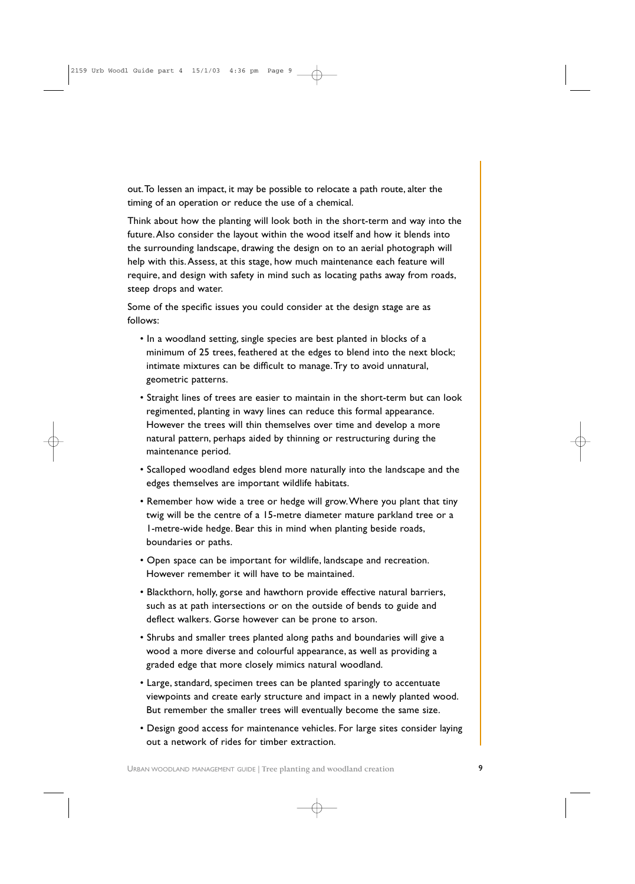out. To lessen an impact, it may be possible to relocate a path route, alter the timing of an operation or reduce the use of a chemical.

Think about how the planting will look both in the short-term and way into the future. Also consider the layout within the wood itself and how it blends into the surrounding landscape, drawing the design on to an aerial photograph will help with this. Assess, at this stage, how much maintenance each feature will require, and design with safety in mind such as locating paths away from roads, steep drops and water.

Some of the specific issues you could consider at the design stage are as follows:

- In a woodland setting, single species are best planted in blocks of a minimum of 25 trees, feathered at the edges to blend into the next block; intimate mixtures can be difficult to manage. Try to avoid unnatural, geometric patterns.
- Straight lines of trees are easier to maintain in the short-term but can look regimented, planting in wavy lines can reduce this formal appearance. However the trees will thin themselves over time and develop a more natural pattern, perhaps aided by thinning or restructuring during the maintenance period.
- Scalloped woodland edges blend more naturally into the landscape and the edges themselves are important wildlife habitats.
- Remember how wide a tree or hedge will grow. Where you plant that tiny twig will be the centre of a 15-metre diameter mature parkland tree or a 1-metre-wide hedge. Bear this in mind when planting beside roads, boundaries or paths.
- Open space can be important for wildlife, landscape and recreation. However remember it will have to be maintained.
- Blackthorn, holly, gorse and hawthorn provide effective natural barriers, such as at path intersections or on the outside of bends to guide and deflect walkers. Gorse however can be prone to arson.
- Shrubs and smaller trees planted along paths and boundaries will give a wood a more diverse and colourful appearance, as well as providing a graded edge that more closely mimics natural woodland.
- Large, standard, specimen trees can be planted sparingly to accentuate viewpoints and create early structure and impact in a newly planted wood. But remember the smaller trees will eventually become the same size.
- Design good access for maintenance vehicles. For large sites consider laying out a network of rides for timber extraction.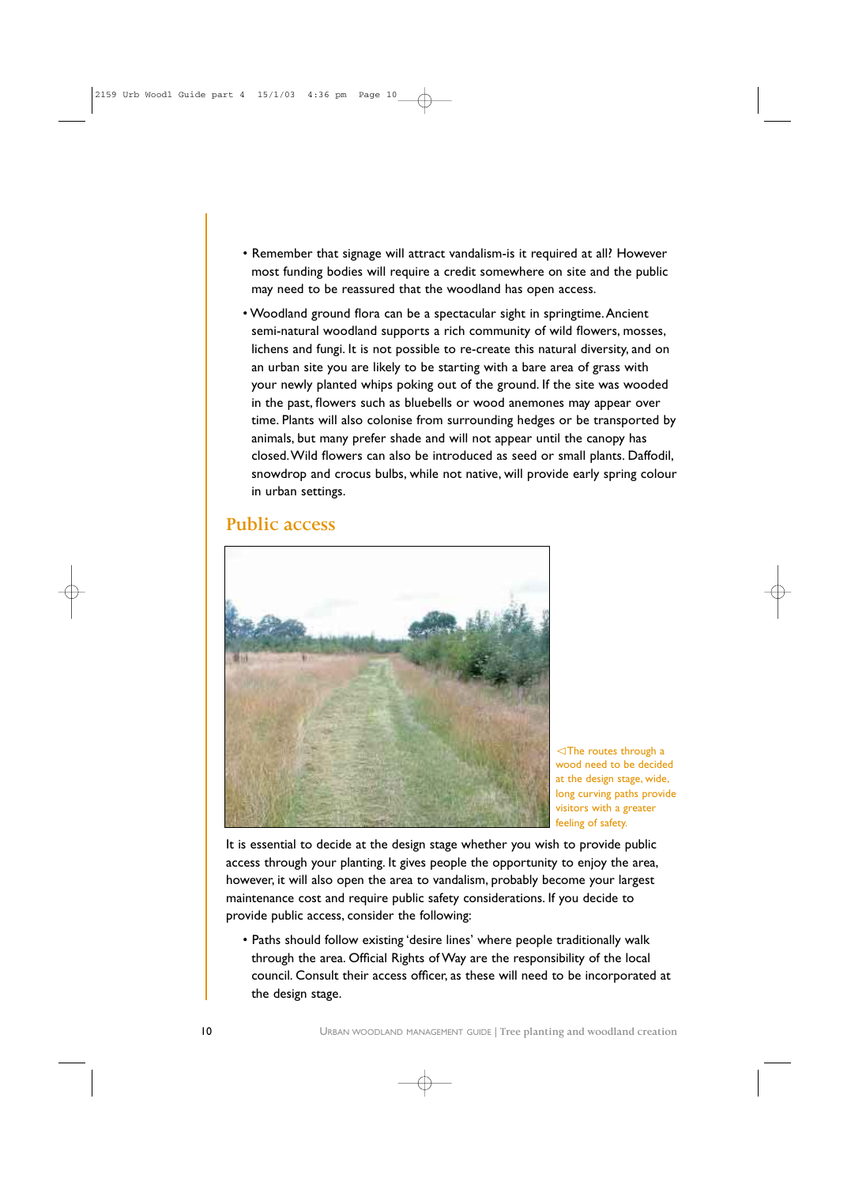- Remember that signage will attract vandalism-is it required at all? However most funding bodies will require a credit somewhere on site and the public may need to be reassured that the woodland has open access.
- Woodland ground flora can be a spectacular sight in springtime. Ancient semi-natural woodland supports a rich community of wild flowers, mosses, lichens and fungi. It is not possible to re-create this natural diversity, and on an urban site you are likely to be starting with a bare area of grass with your newly planted whips poking out of the ground. If the site was wooded in the past, flowers such as bluebells or wood anemones may appear over time. Plants will also colonise from surrounding hedges or be transported by animals, but many prefer shade and will not appear until the canopy has closed. Wild flowers can also be introduced as seed or small plants. Daffodil, snowdrop and crocus bulbs, while not native, will provide early spring colour in urban settings.

## Public access

◁The routes through a wood need to be decided at the design stage, wide, long curving paths provide visitors with a greater feeling of safety.

It is essential to decide at the design stage whether you wish to provide public access through your planting. It gives people the opportunity to enjoy the area, however, it will also open the area to vandalism, probably become your largest maintenance cost and require public safety considerations. If you decide to provide public access, consider the following:

- Paths should follow existing 'desire lines' where people traditionally walk through the area. Official Rights of Way are the responsibility of the local council. Consult their access officer, as these will need to be incorporated at the design stage.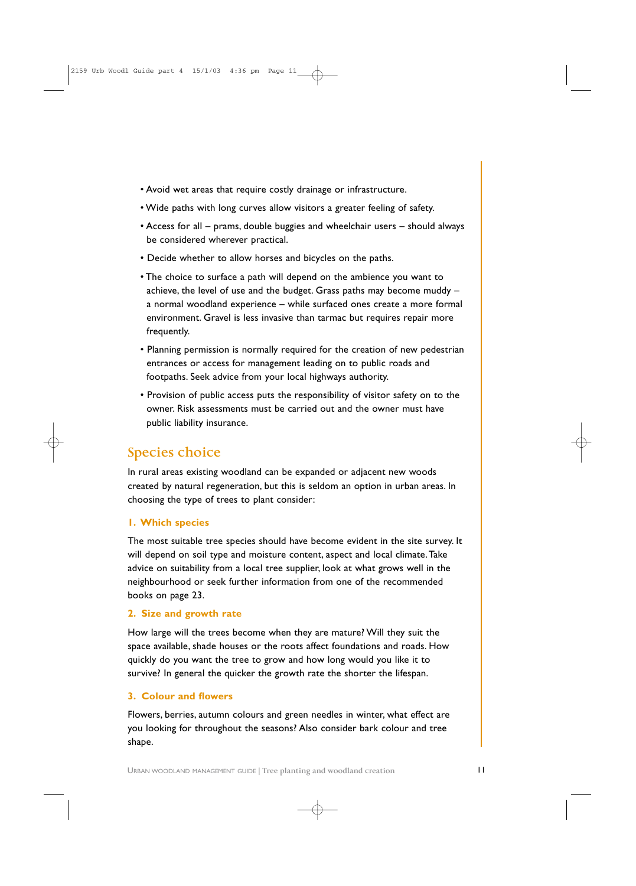- Avoid wet areas that require costly drainage or infrastructure.
- Wide paths with long curves allow visitors a greater feeling of safety.
- Access for all – prams, double buggies and wheelchair users – should always be considered wherever practical.
- Decide whether to allow horses and bicycles on the paths.
- The choice to surface a path will depend on the ambience you want to achieve, the level of use and the budget. Grass paths may become muddy – a normal woodland experience – while surfaced ones create a more formal environment. Gravel is less invasive than tarmac but requires repair more frequently.
- Planning permission is normally required for the creation of new pedestrian entrances or access for management leading on to public roads and footpaths. Seek advice from your local highways authority.
- Provision of public access puts the responsibility of visitor safety on to the owner. Risk assessments must be carried out and the owner must have public liability insurance.

## Species choice

In rural areas existing woodland can be expanded or adjacent new woods created by natural regeneration, but this is seldom an option in urban areas. In choosing the type of trees to plant consider:

### 1. Which species

The most suitable tree species should have become evident in the site survey. It will depend on soil type and moisture content, aspect and local climate. Take advice on suitability from a local tree supplier, look at what grows well in the neighbourhood or seek further information from one of the recommended books on page 23.

### 2. Size and growth rate

How large will the trees become when they are mature? Will they suit the space available, shade houses or the roots affect foundations and roads. How quickly do you want the tree to grow and how long would you like it to survive? In general the quicker the growth rate the shorter the lifespan.

### 3. Colour and flowers

Flowers, berries, autumn colours and green needles in winter, what effect are you looking for throughout the seasons? Also consider bark colour and tree shape.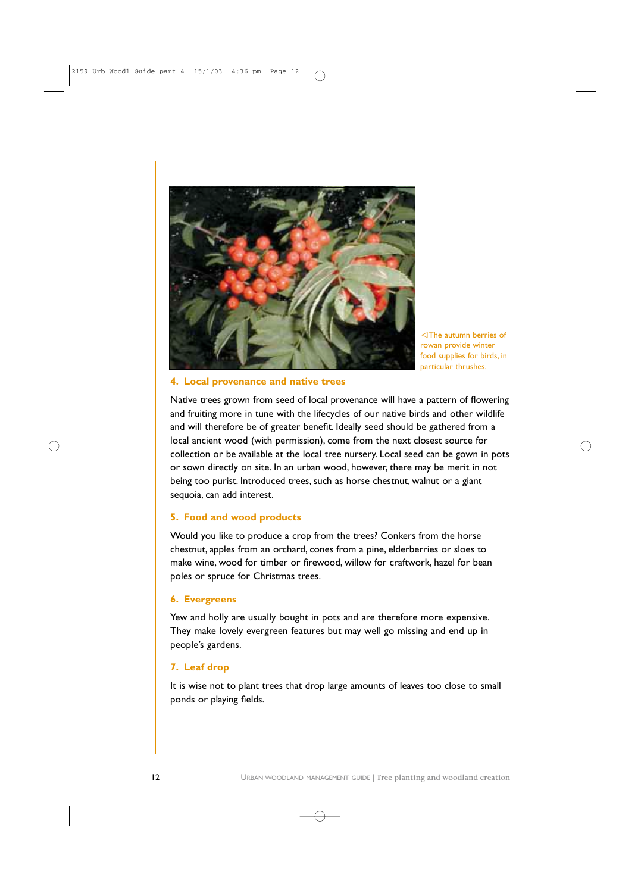◁The autumn berries of rowan provide winter food supplies for birds, in particular thrushes.

### 4. Local provenance and native trees

Native trees grown from seed of local provenance will have a pattern of flowering and fruiting more in tune with the lifecycles of our native birds and other wildlife and will therefore be of greater benefit. Ideally seed should be gathered from a local ancient wood (with permission), come from the next closest source for collection or be available at the local tree nursery. Local seed can be gown in pots or sown directly on site. In an urban wood, however, there may be merit in not being too purist. Introduced trees, such as horse chestnut, walnut or a giant sequoia, can add interest.

### 5. Food and wood products

Would you like to produce a crop from the trees? Conkers from the horse chestnut, apples from an orchard, cones from a pine, elderberries or sloes to make wine, wood for timber or firewood, willow for craftwork, hazel for bean poles or spruce for Christmas trees.

### 6. Evergreens

Yew and holly are usually bought in pots and are therefore more expensive. They make lovely evergreen features but may well go missing and end up in people's gardens.

### 7. Leaf drop

It is wise not to plant trees that drop large amounts of leaves too close to small ponds or playing fields.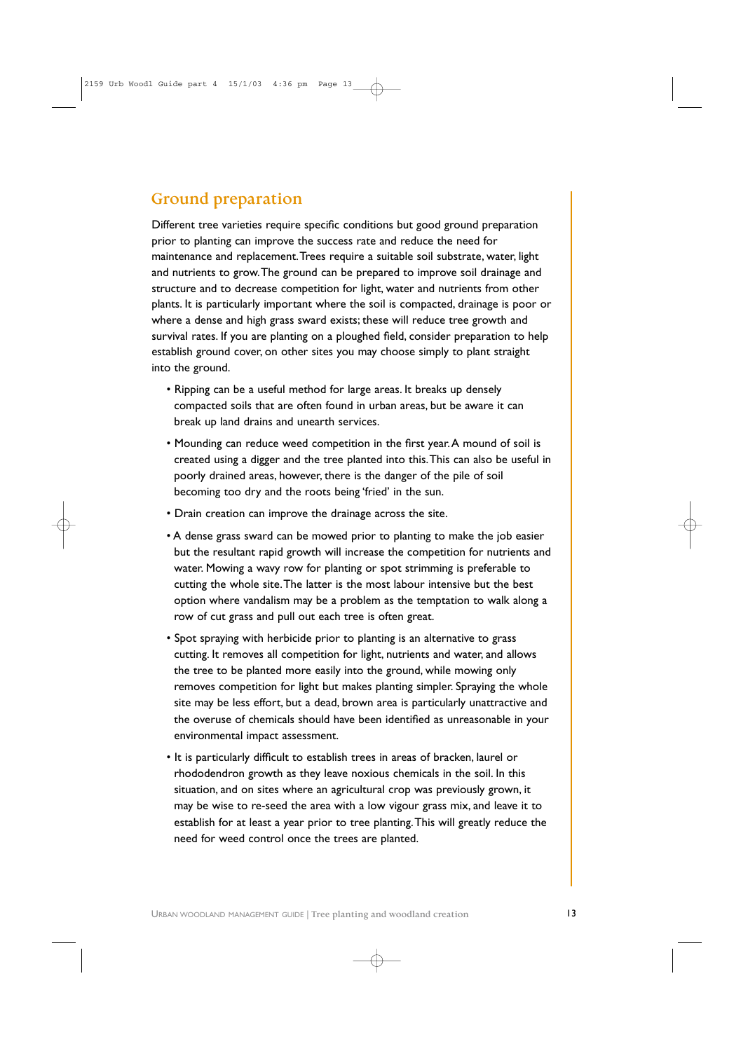## Ground preparation

Different tree varieties require specific conditions but good ground preparation prior to planting can improve the success rate and reduce the need for maintenance and replacement. Trees require a suitable soil substrate, water, light and nutrients to grow. The ground can be prepared to improve soil drainage and structure and to decrease competition for light, water and nutrients from other plants. It is particularly important where the soil is compacted, drainage is poor or where a dense and high grass sward exists; these will reduce tree growth and survival rates. If you are planting on a ploughed field, consider preparation to help establish ground cover, on other sites you may choose simply to plant straight into the ground.

- Ripping can be a useful method for large areas. It breaks up densely compacted soils that are often found in urban areas, but be aware it can break up land drains and unearth services.
- Mounding can reduce weed competition in the first year. A mound of soil is created using a digger and the tree planted into this. This can also be useful in poorly drained areas, however, there is the danger of the pile of soil becoming too dry and the roots being 'fried' in the sun.
- Drain creation can improve the drainage across the site.
- A dense grass sward can be mowed prior to planting to make the job easier but the resultant rapid growth will increase the competition for nutrients and water. Mowing a wavy row for planting or spot strimming is preferable to cutting the whole site. The latter is the most labour intensive but the best option where vandalism may be a problem as the temptation to walk along a row of cut grass and pull out each tree is often great.
- Spot spraying with herbicide prior to planting is an alternative to grass cutting. It removes all competition for light, nutrients and water, and allows the tree to be planted more easily into the ground, while mowing only removes competition for light but makes planting simpler. Spraying the whole site may be less effort, but a dead, brown area is particularly unattractive and the overuse of chemicals should have been identified as unreasonable in your environmental impact assessment.
- It is particularly difficult to establish trees in areas of bracken, laurel or rhododendron growth as they leave noxious chemicals in the soil. In this situation, and on sites where an agricultural crop was previously grown, it may be wise to re-seed the area with a low vigour grass mix, and leave it to establish for at least a year prior to tree planting. This will greatly reduce the need for weed control once the trees are planted.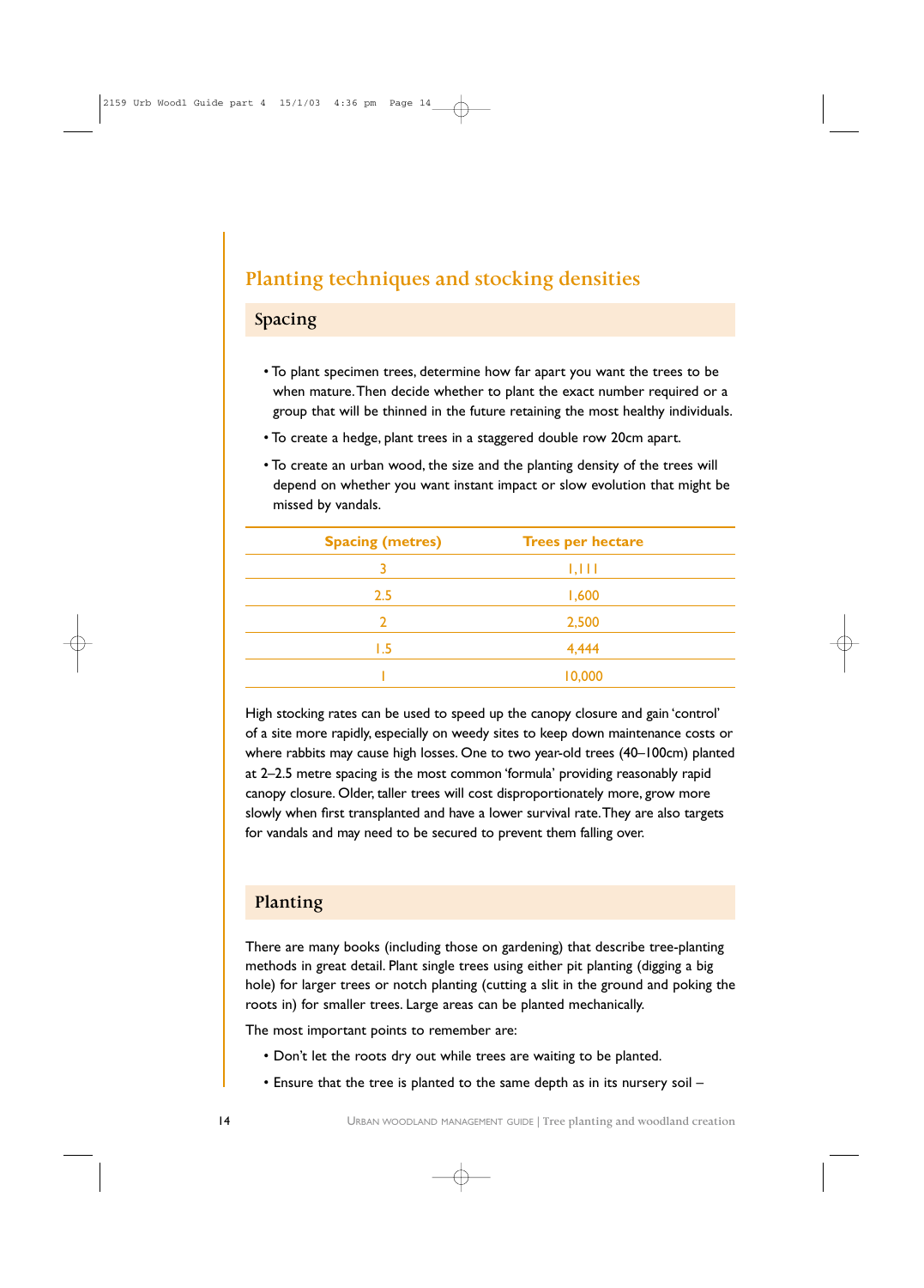## Planting techniques and stocking densities

### Spacing

- To plant specimen trees, determine how far apart you want the trees to be when mature. Then decide whether to plant the exact number required or a group that will be thinned in the future retaining the most healthy individuals.
- To create a hedge, plant trees in a staggered double row 20cm apart.
- To create an urban wood, the size and the planting density of the trees will depend on whether you want instant impact or slow evolution that might be missed by vandals.

| Spacing (metres) | Trees per hectare |
|---|---|
| 3 | 1,111 |
| 2.5 | 1,600 |
| 2 | 2,500 |
| 1.5 | 4,444 |
| 1 | 10,000 |

High stocking rates can be used to speed up the canopy closure and gain 'control' of a site more rapidly, especially on weedy sites to keep down maintenance costs or where rabbits may cause high losses. One to two year-old trees (40–100cm) planted at 2–2.5 metre spacing is the most common 'formula' providing reasonably rapid canopy closure. Older, taller trees will cost disproportionately more, grow more slowly when first transplanted and have a lower survival rate. They are also targets for vandals and may need to be secured to prevent them falling over.

### Planting

There are many books (including those on gardening) that describe tree-planting methods in great detail. Plant single trees using either pit planting (digging a big hole) for larger trees or notch planting (cutting a slit in the ground and poking the roots in) for smaller trees. Large areas can be planted mechanically.

The most important points to remember are:

- Don't let the roots dry out while trees are waiting to be planted.
- Ensure that the tree is planted to the same depth as in its nursery soil –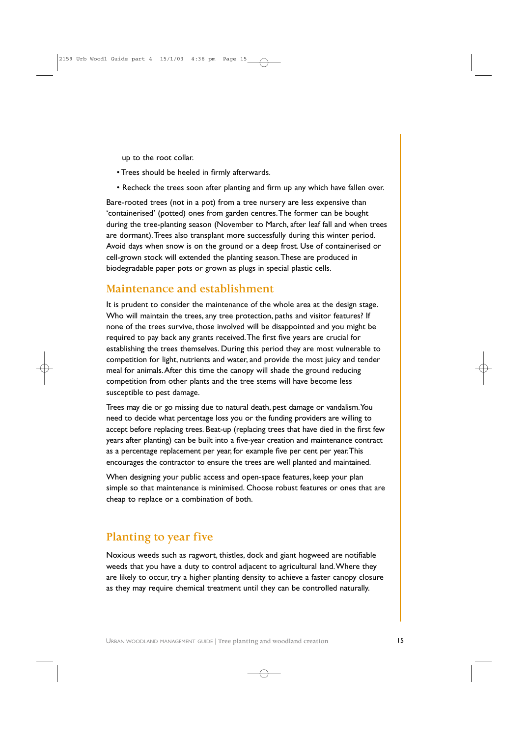up to the root collar.

- Trees should be heeled in firmly afterwards.
- Recheck the trees soon after planting and firm up any which have fallen over.

Bare-rooted trees (not in a pot) from a tree nursery are less expensive than 'containerised' (potted) ones from garden centres. The former can be bought during the tree-planting season (November to March, after leaf fall and when trees are dormant). Trees also transplant more successfully during this winter period. Avoid days when snow is on the ground or a deep frost. Use of containerised or cell-grown stock will extended the planting season. These are produced in biodegradable paper pots or grown as plugs in special plastic cells.

## Maintenance and establishment

It is prudent to consider the maintenance of the whole area at the design stage. Who will maintain the trees, any tree protection, paths and visitor features? If none of the trees survive, those involved will be disappointed and you might be required to pay back any grants received. The first five years are crucial for establishing the trees themselves. During this period they are most vulnerable to competition for light, nutrients and water, and provide the most juicy and tender meal for animals. After this time the canopy will shade the ground reducing competition from other plants and the tree stems will have become less susceptible to pest damage.

Trees may die or go missing due to natural death, pest damage or vandalism. You need to decide what percentage loss you or the funding providers are willing to accept before replacing trees. Beat-up (replacing trees that have died in the first few years after planting) can be built into a five-year creation and maintenance contract as a percentage replacement per year, for example five per cent per year. This encourages the contractor to ensure the trees are well planted and maintained.

When designing your public access and open-space features, keep your plan simple so that maintenance is minimised. Choose robust features or ones that are cheap to replace or a combination of both.

## Planting to year five

Noxious weeds such as ragwort, thistles, dock and giant hogweed are notifiable weeds that you have a duty to control adjacent to agricultural land. Where they are likely to occur, try a higher planting density to achieve a faster canopy closure as they may require chemical treatment until they can be controlled naturally.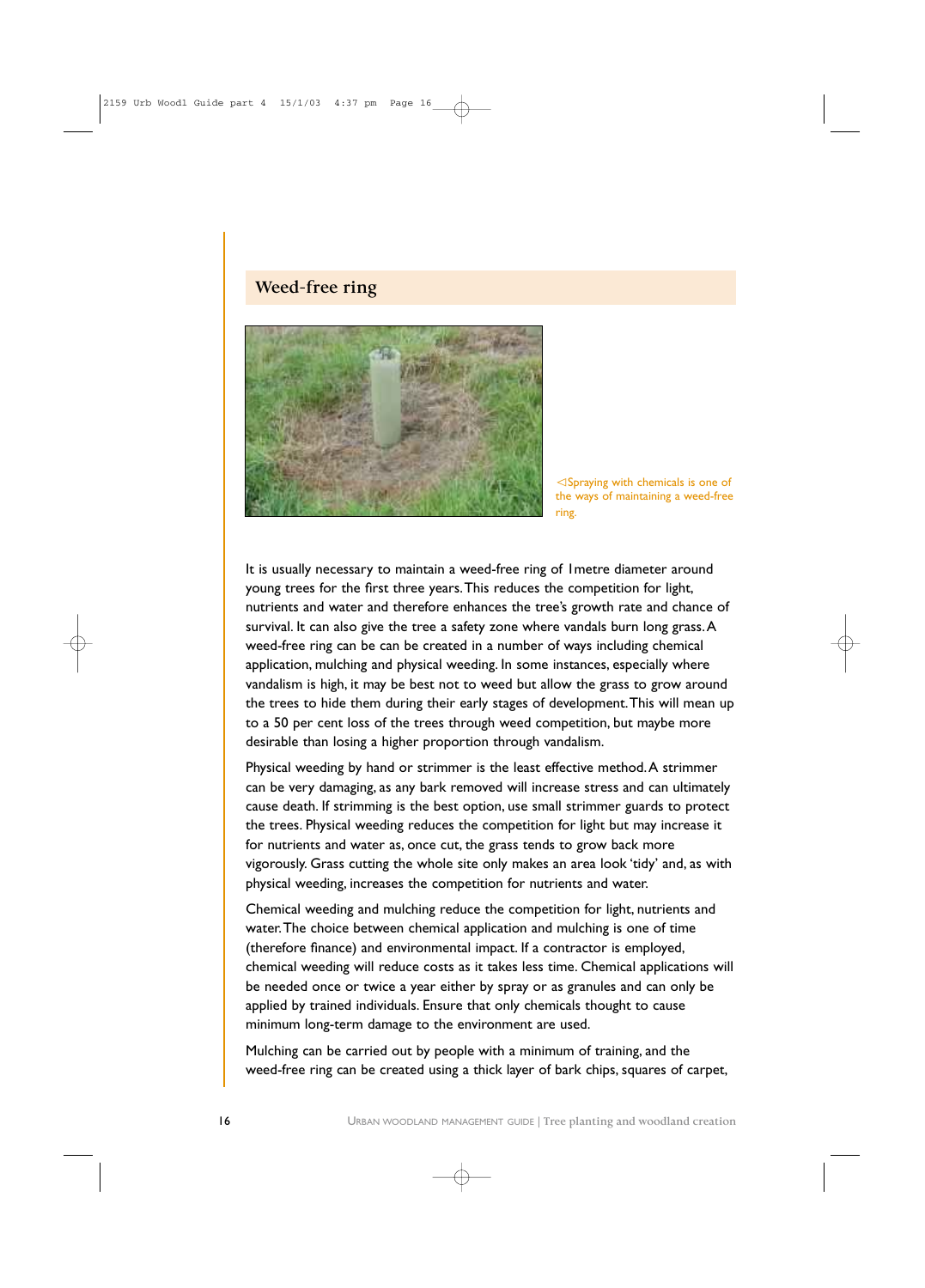## Weed-free ring

◁Spraying with chemicals is one of the ways of maintaining a weed-free ring.

It is usually necessary to maintain a weed-free ring of 1metre diameter around young trees for the first three years. This reduces the competition for light, nutrients and water and therefore enhances the tree's growth rate and chance of survival. It can also give the tree a safety zone where vandals burn long grass. A weed-free ring can be can be created in a number of ways including chemical application, mulching and physical weeding. In some instances, especially where vandalism is high, it may be best not to weed but allow the grass to grow around the trees to hide them during their early stages of development. This will mean up to a 50 per cent loss of the trees through weed competition, but maybe more desirable than losing a higher proportion through vandalism.

Physical weeding by hand or strimmer is the least effective method. A strimmer can be very damaging, as any bark removed will increase stress and can ultimately cause death. If strimming is the best option, use small strimmer guards to protect the trees. Physical weeding reduces the competition for light but may increase it for nutrients and water as, once cut, the grass tends to grow back more vigorously. Grass cutting the whole site only makes an area look 'tidy' and, as with physical weeding, increases the competition for nutrients and water.

Chemical weeding and mulching reduce the competition for light, nutrients and water. The choice between chemical application and mulching is one of time (therefore finance) and environmental impact. If a contractor is employed, chemical weeding will reduce costs as it takes less time. Chemical applications will be needed once or twice a year either by spray or as granules and can only be applied by trained individuals. Ensure that only chemicals thought to cause minimum long-term damage to the environment are used.

Mulching can be carried out by people with a minimum of training, and the weed-free ring can be created using a thick layer of bark chips, squares of carpet,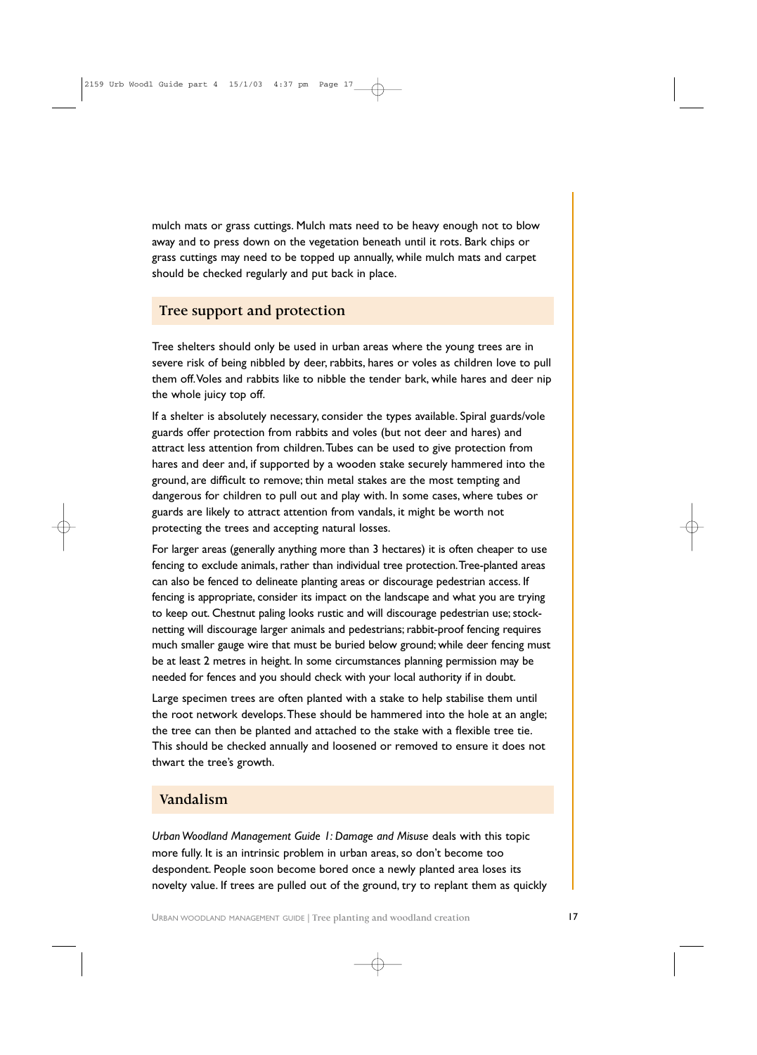mulch mats or grass cuttings. Mulch mats need to be heavy enough not to blow away and to press down on the vegetation beneath until it rots. Bark chips or grass cuttings may need to be topped up annually, while mulch mats and carpet should be checked regularly and put back in place.

## Tree support and protection

Tree shelters should only be used in urban areas where the young trees are in severe risk of being nibbled by deer, rabbits, hares or voles as children love to pull them off. Voles and rabbits like to nibble the tender bark, while hares and deer nip the whole juicy top off.

If a shelter is absolutely necessary, consider the types available. Spiral guards/vole guards offer protection from rabbits and voles (but not deer and hares) and attract less attention from children. Tubes can be used to give protection from hares and deer and, if supported by a wooden stake securely hammered into the ground, are difficult to remove; thin metal stakes are the most tempting and dangerous for children to pull out and play with. In some cases, where tubes or guards are likely to attract attention from vandals, it might be worth not protecting the trees and accepting natural losses.

For larger areas (generally anything more than 3 hectares) it is often cheaper to use fencing to exclude animals, rather than individual tree protection. Tree-planted areas can also be fenced to delineate planting areas or discourage pedestrian access. If fencing is appropriate, consider its impact on the landscape and what you are trying to keep out. Chestnut paling looks rustic and will discourage pedestrian use; stock-netting will discourage larger animals and pedestrians; rabbit-proof fencing requires much smaller gauge wire that must be buried below ground; while deer fencing must be at least 2 metres in height. In some circumstances planning permission may be needed for fences and you should check with your local authority if in doubt.

Large specimen trees are often planted with a stake to help stabilise them until the root network develops. These should be hammered into the hole at an angle; the tree can then be planted and attached to the stake with a flexible tree tie. This should be checked annually and loosened or removed to ensure it does not thwart the tree's growth.

## Vandalism

*Urban Woodland Management Guide 1: Damage and Misuse* deals with this topic more fully. It is an intrinsic problem in urban areas, so don't become too despondent. People soon become bored once a newly planted area loses its novelty value. If trees are pulled out of the ground, try to replant them as quickly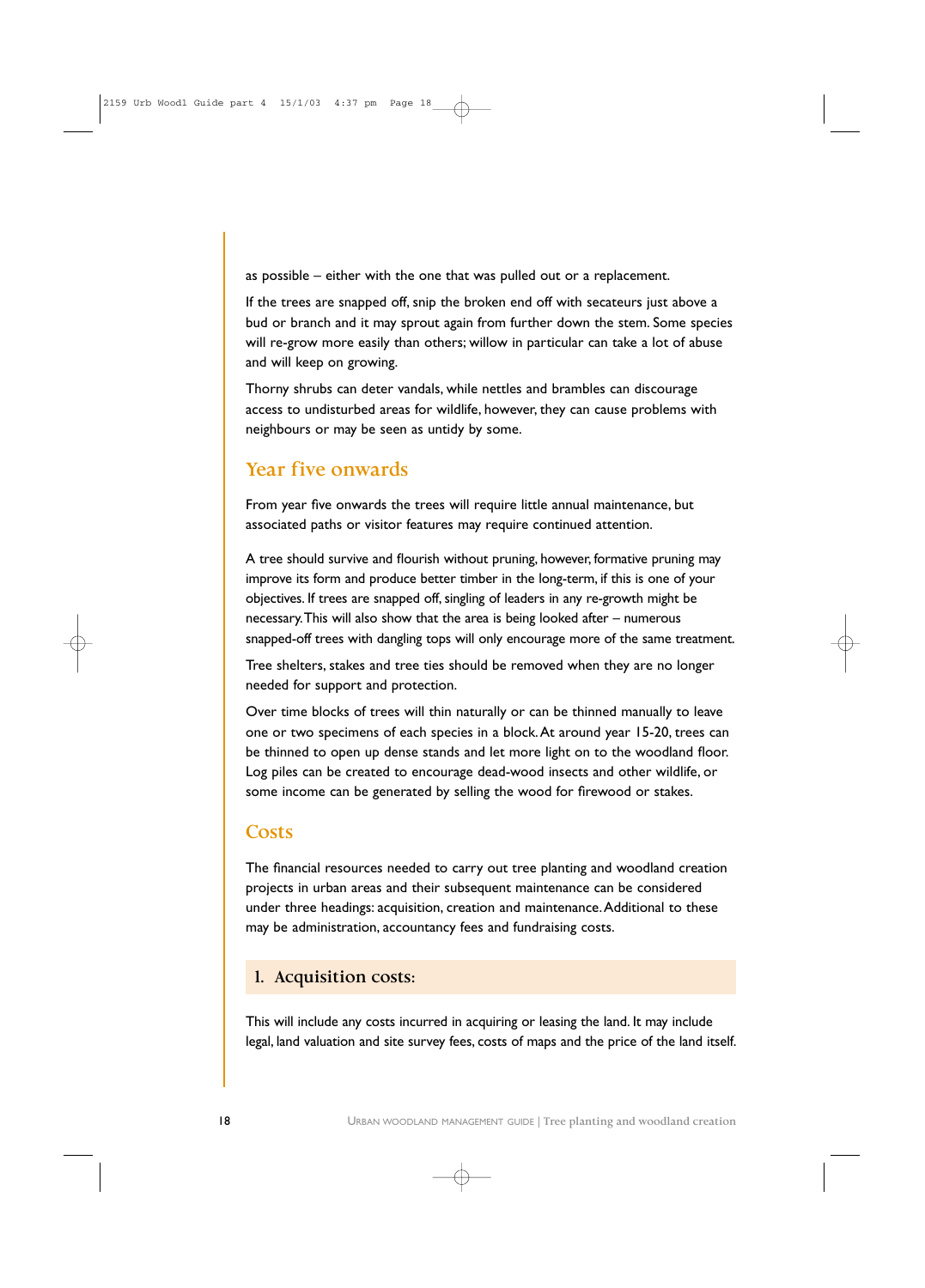as possible – either with the one that was pulled out or a replacement.

If the trees are snapped off, snip the broken end off with secateurs just above a bud or branch and it may sprout again from further down the stem. Some species will re-grow more easily than others; willow in particular can take a lot of abuse and will keep on growing.

Thorny shrubs can deter vandals, while nettles and brambles can discourage access to undisturbed areas for wildlife, however, they can cause problems with neighbours or may be seen as untidy by some.

## Year five onwards

From year five onwards the trees will require little annual maintenance, but associated paths or visitor features may require continued attention.

A tree should survive and flourish without pruning, however, formative pruning may improve its form and produce better timber in the long-term, if this is one of your objectives. If trees are snapped off, singling of leaders in any re-growth might be necessary. This will also show that the area is being looked after – numerous snapped-off trees with dangling tops will only encourage more of the same treatment.

Tree shelters, stakes and tree ties should be removed when they are no longer needed for support and protection.

Over time blocks of trees will thin naturally or can be thinned manually to leave one or two specimens of each species in a block. At around year 15-20, trees can be thinned to open up dense stands and let more light on to the woodland floor. Log piles can be created to encourage dead-wood insects and other wildlife, or some income can be generated by selling the wood for firewood or stakes.

## Costs

The financial resources needed to carry out tree planting and woodland creation projects in urban areas and their subsequent maintenance can be considered under three headings: acquisition, creation and maintenance. Additional to these may be administration, accountancy fees and fundraising costs.

### 1. Acquisition costs:

This will include any costs incurred in acquiring or leasing the land. It may include legal, land valuation and site survey fees, costs of maps and the price of the land itself.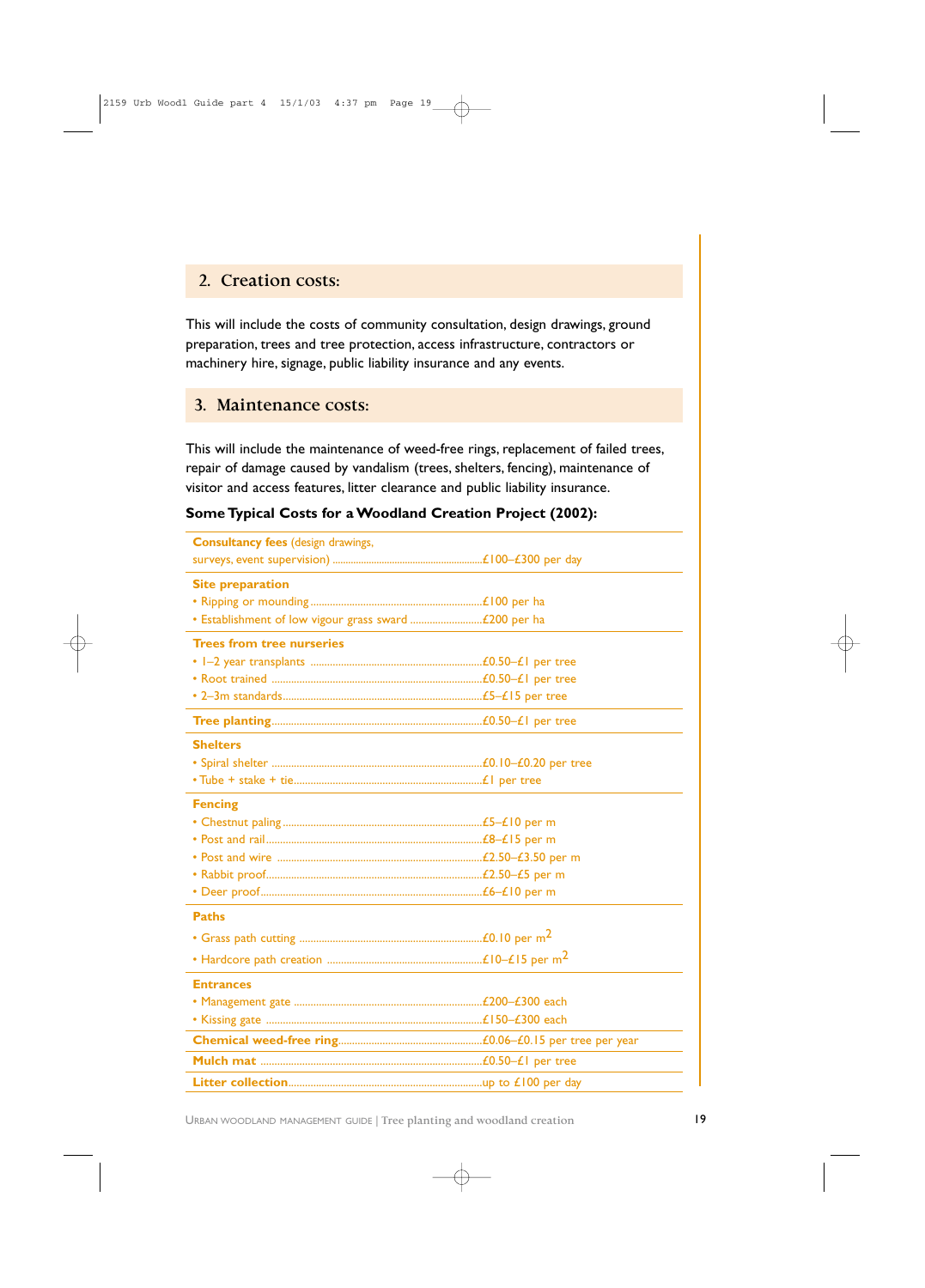## 2. Creation costs:

This will include the costs of community consultation, design drawings, ground preparation, trees and tree protection, access infrastructure, contractors or machinery hire, signage, public liability insurance and any events.

## 3. Maintenance costs:

This will include the maintenance of weed-free rings, replacement of failed trees, repair of damage caused by vandalism (trees, shelters, fencing), maintenance of visitor and access features, litter clearance and public liability insurance.

**Some Typical Costs for a Woodland Creation Project (2002):**

| Item | Cost |
|---|---|
| **Consultancy fees** (design drawings, surveys, event supervision) | £100–£300 per day |
| **Site preparation** | |
| • Ripping or mounding | £100 per ha |
| • Establishment of low vigour grass sward | £200 per ha |
| **Trees from tree nurseries** | |
| • 1–2 year transplants | £0.50–£1 per tree |
| • Root trained | £0.50–£1 per tree |
| • 2–3m standards | £5–£15 per tree |
| **Tree planting** | £0.50–£1 per tree |
| **Shelters** | |
| • Spiral shelter | £0.10–£0.20 per tree |
| • Tube + stake + tie | £1 per tree |
| **Fencing** | |
| • Chestnut paling | £5–£10 per m |
| • Post and rail | £8–£15 per m |
| • Post and wire | £2.50–£3.50 per m |
| • Rabbit proof | £2.50–£5 per m |
| • Deer proof | £6–£10 per m |
| **Paths** | |
| • Grass path cutting | £0.10 per $m^2$ |
| • Hardcore path creation | £10–£15 per $m^2$ |
| **Entrances** | |
| • Management gate | £200–£300 each |
| • Kissing gate | £150–£300 each |
| **Chemical weed-free ring** | £0.06–£0.15 per tree per year |
| **Mulch mat** | £0.50–£1 per tree |
| **Litter collection** | up to £100 per day |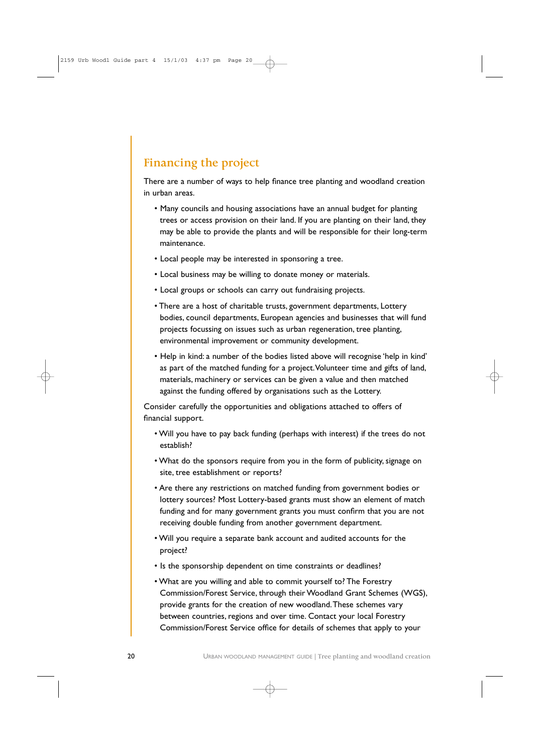## Financing the project

There are a number of ways to help finance tree planting and woodland creation in urban areas.

- Many councils and housing associations have an annual budget for planting trees or access provision on their land. If you are planting on their land, they may be able to provide the plants and will be responsible for their long-term maintenance.
- Local people may be interested in sponsoring a tree.
- Local business may be willing to donate money or materials.
- Local groups or schools can carry out fundraising projects.
- There are a host of charitable trusts, government departments, Lottery bodies, council departments, European agencies and businesses that will fund projects focussing on issues such as urban regeneration, tree planting, environmental improvement or community development.
- Help in kind: a number of the bodies listed above will recognise 'help in kind' as part of the matched funding for a project. Volunteer time and gifts of land, materials, machinery or services can be given a value and then matched against the funding offered by organisations such as the Lottery.

Consider carefully the opportunities and obligations attached to offers of financial support.

- Will you have to pay back funding (perhaps with interest) if the trees do not establish?
- What do the sponsors require from you in the form of publicity, signage on site, tree establishment or reports?
- Are there any restrictions on matched funding from government bodies or lottery sources? Most Lottery-based grants must show an element of match funding and for many government grants you must confirm that you are not receiving double funding from another government department.
- Will you require a separate bank account and audited accounts for the project?
- Is the sponsorship dependent on time constraints or deadlines?
- What are you willing and able to commit yourself to? The Forestry Commission/Forest Service, through their Woodland Grant Schemes (WGS), provide grants for the creation of new woodland. These schemes vary between countries, regions and over time. Contact your local Forestry Commission/Forest Service office for details of schemes that apply to your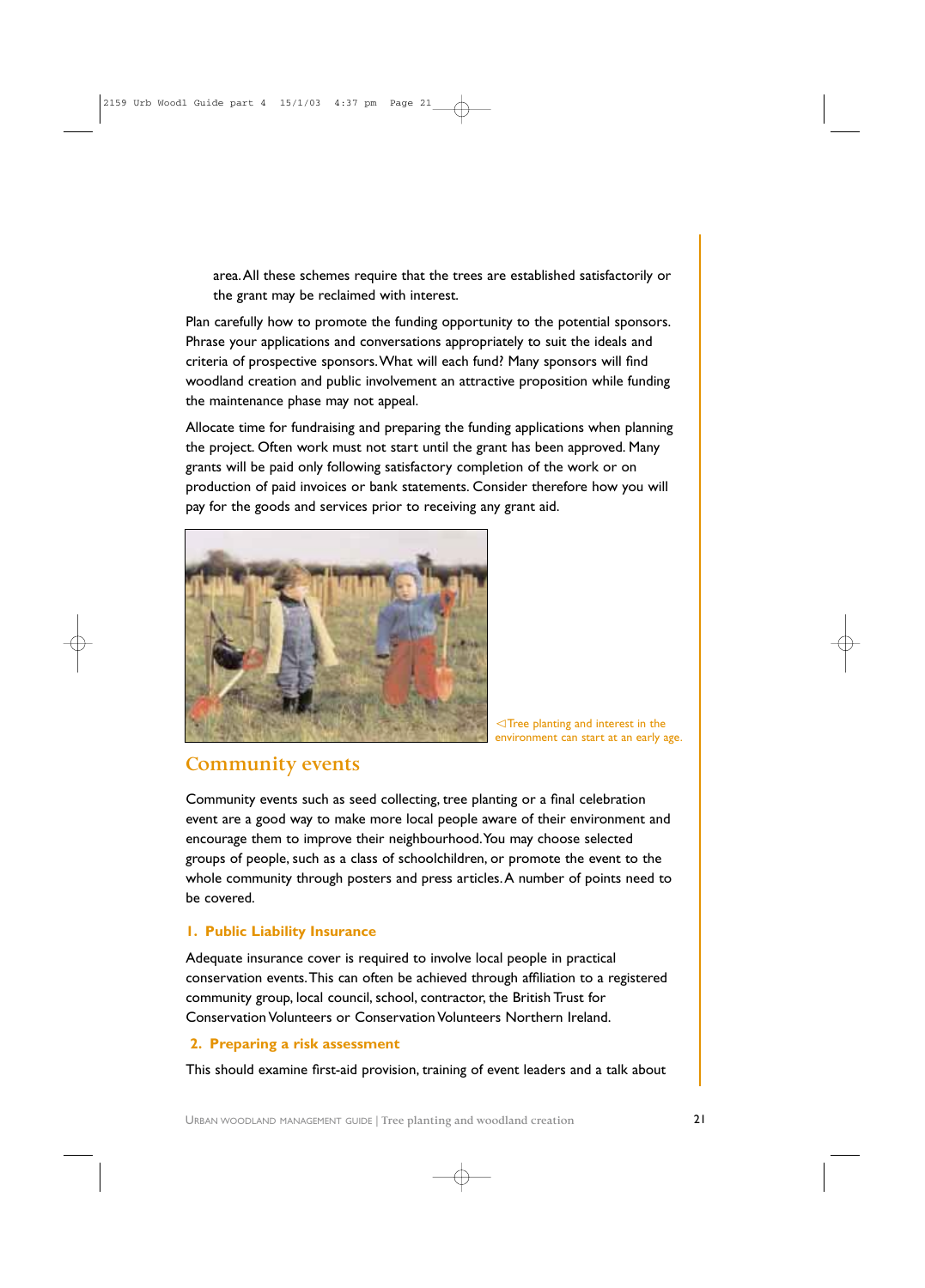area. All these schemes require that the trees are established satisfactorily or the grant may be reclaimed with interest.

Plan carefully how to promote the funding opportunity to the potential sponsors. Phrase your applications and conversations appropriately to suit the ideals and criteria of prospective sponsors. What will each fund? Many sponsors will find woodland creation and public involvement an attractive proposition while funding the maintenance phase may not appeal.

Allocate time for fundraising and preparing the funding applications when planning the project. Often work must not start until the grant has been approved. Many grants will be paid only following satisfactory completion of the work or on production of paid invoices or bank statements. Consider therefore how you will pay for the goods and services prior to receiving any grant aid.

◁Tree planting and interest in the environment can start at an early age.

## Community events

Community events such as seed collecting, tree planting or a final celebration event are a good way to make more local people aware of their environment and encourage them to improve their neighbourhood. You may choose selected groups of people, such as a class of schoolchildren, or promote the event to the whole community through posters and press articles. A number of points need to be covered.

### 1. Public Liability Insurance

Adequate insurance cover is required to involve local people in practical conservation events. This can often be achieved through affiliation to a registered community group, local council, school, contractor, the British Trust for Conservation Volunteers or Conservation Volunteers Northern Ireland.

### 2. Preparing a risk assessment

This should examine first-aid provision, training of event leaders and a talk about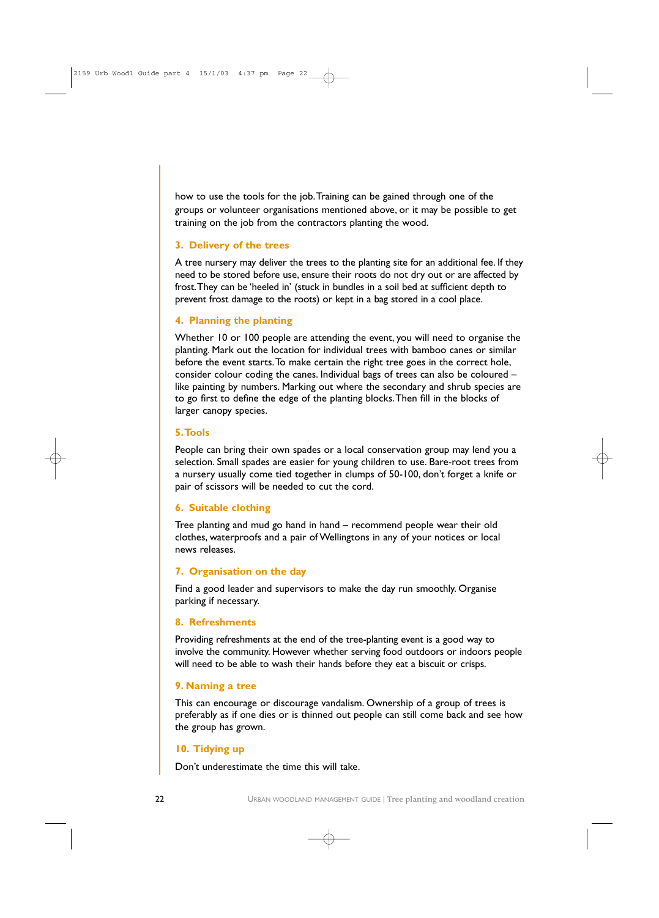how to use the tools for the job. Training can be gained through one of the groups or volunteer organisations mentioned above, or it may be possible to get training on the job from the contractors planting the wood.

### 3. Delivery of the trees

A tree nursery may deliver the trees to the planting site for an additional fee. If they need to be stored before use, ensure their roots do not dry out or are affected by frost. They can be 'heeled in' (stuck in bundles in a soil bed at sufficient depth to prevent frost damage to the roots) or kept in a bag stored in a cool place.

### 4. Planning the planting

Whether 10 or 100 people are attending the event, you will need to organise the planting. Mark out the location for individual trees with bamboo canes or similar before the event starts. To make certain the right tree goes in the correct hole, consider colour coding the canes. Individual bags of trees can also be coloured – like painting by numbers. Marking out where the secondary and shrub species are to go first to define the edge of the planting blocks. Then fill in the blocks of larger canopy species.

### 5. Tools

People can bring their own spades or a local conservation group may lend you a selection. Small spades are easier for young children to use. Bare-root trees from a nursery usually come tied together in clumps of 50-100, don't forget a knife or pair of scissors will be needed to cut the cord.

### 6. Suitable clothing

Tree planting and mud go hand in hand – recommend people wear their old clothes, waterproofs and a pair of Wellingtons in any of your notices or local news releases.

### 7. Organisation on the day

Find a good leader and supervisors to make the day run smoothly. Organise parking if necessary.

### 8. Refreshments

Providing refreshments at the end of the tree-planting event is a good way to involve the community. However whether serving food outdoors or indoors people will need to be able to wash their hands before they eat a biscuit or crisps.

### 9. Naming a tree

This can encourage or discourage vandalism. Ownership of a group of trees is preferably as if one dies or is thinned out people can still come back and see how the group has grown.

### 10. Tidying up

Don't underestimate the time this will take.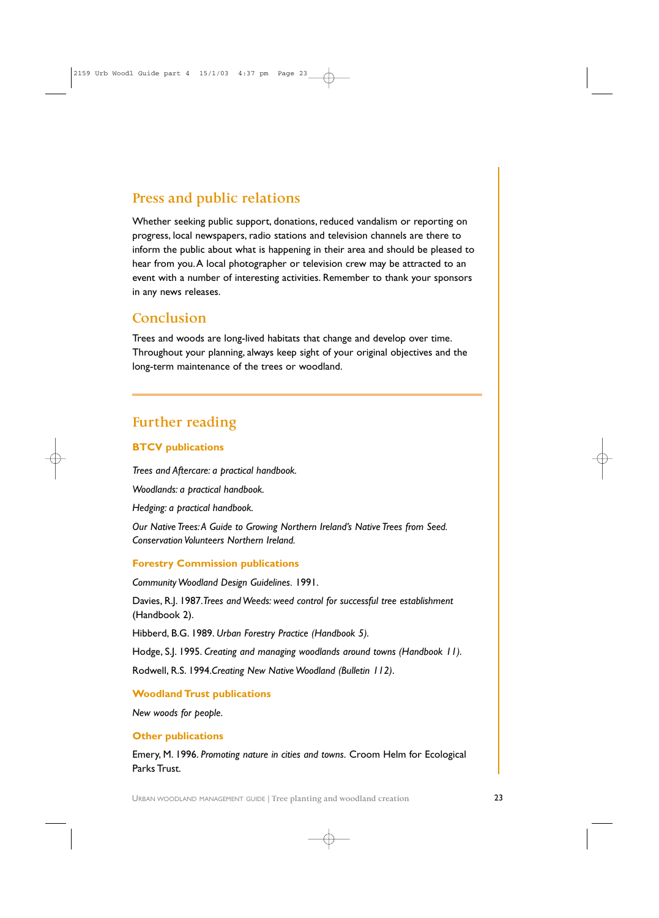## Press and public relations

Whether seeking public support, donations, reduced vandalism or reporting on progress, local newspapers, radio stations and television channels are there to inform the public about what is happening in their area and should be pleased to hear from you. A local photographer or television crew may be attracted to an event with a number of interesting activities. Remember to thank your sponsors in any news releases.

## Conclusion

Trees and woods are long-lived habitats that change and develop over time. Throughout your planning, always keep sight of your original objectives and the long-term maintenance of the trees or woodland.

---

## Further reading

### BTCV publications

*Trees and Aftercare: a practical handbook.*

*Woodlands: a practical handbook.*

*Hedging: a practical handbook.*

*Our Native Trees: A Guide to Growing Northern Ireland's Native Trees from Seed. Conservation Volunteers Northern Ireland.*

### Forestry Commission publications

*Community Woodland Design Guidelines.* 1991.

Davies, R.J. 1987. *Trees and Weeds: weed control for successful tree establishment* (Handbook 2).

Hibberd, B.G. 1989. *Urban Forestry Practice (Handbook 5).*

Hodge, S.J. 1995. *Creating and managing woodlands around towns (Handbook 11).*

Rodwell, R.S. 1994. *Creating New Native Woodland (Bulletin 112).*

### Woodland Trust publications

*New woods for people.*

### Other publications

Emery, M. 1996. *Promoting nature in cities and towns.* Croom Helm for Ecological Parks Trust.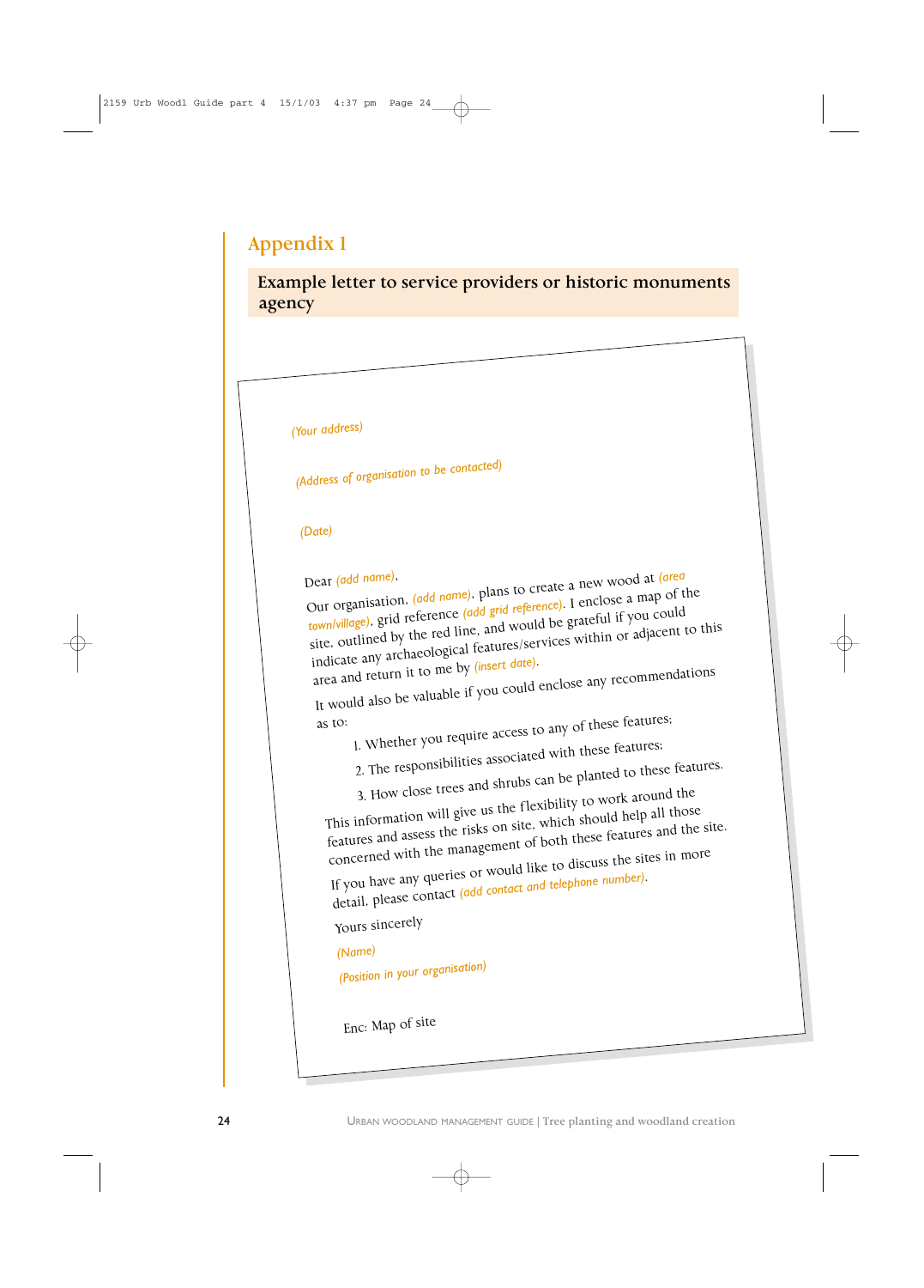# Appendix 1

## Example letter to service providers or historic monuments agency

*(Your address)*

*(Address of organisation to be contacted)*

*(Date)*

Dear *(add name)*,

Our organisation, *(add name)*, plans to create a new wood at *(area town/village)*, grid reference *(add grid reference)*. I enclose a map of the site, outlined by the red line, and would be grateful if you could indicate any archaeological features/services within or adjacent to this area and return it to me by *(insert date)*.

It would also be valuable if you could enclose any recommendations as to:

1. Whether you require access to any of these features;
2. The responsibilities associated with these features;
3. How close trees and shrubs can be planted to these features.

This information will give us the flexibility to work around the features and assess the risks on site, which should help all those concerned with the management of both these features and the site.

If you have any queries or would like to discuss the sites in more detail, please contact *(add contact and telephone number)*.

Yours sincerely

*(Name)*

*(Position in your organisation)*

Enc: Map of site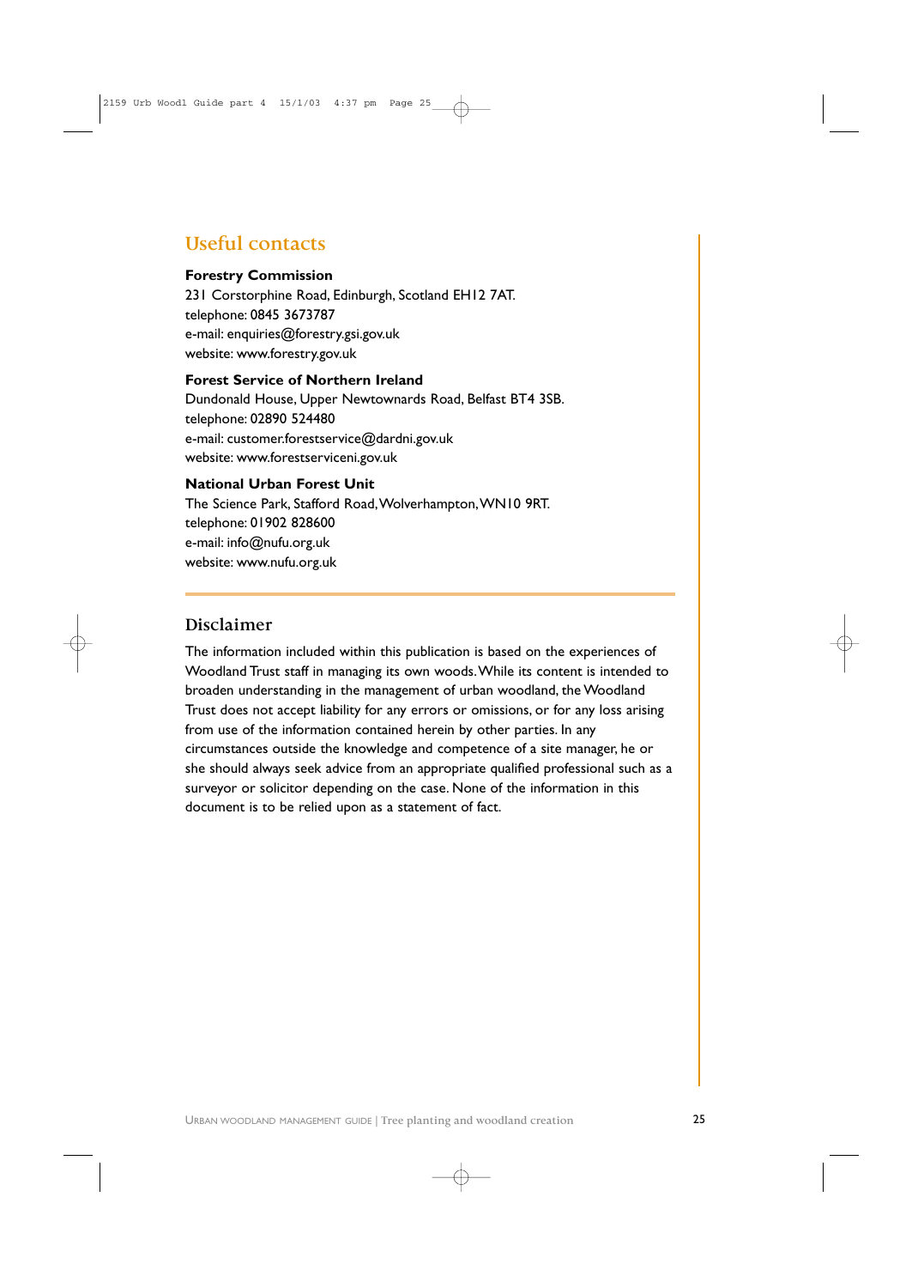## Useful contacts

**Forestry Commission**
231 Corstorphine Road, Edinburgh, Scotland EH12 7AT.
telephone: 0845 3673787
e-mail: enquiries@forestry.gsi.gov.uk
website: www.forestry.gov.uk

**Forest Service of Northern Ireland**
Dundonald House, Upper Newtownards Road, Belfast BT4 3SB.
telephone: 02890 524480
e-mail: customer.forestservice@dardni.gov.uk
website: www.forestserviceni.gov.uk

**National Urban Forest Unit**
The Science Park, Stafford Road, Wolverhampton, WN10 9RT.
telephone: 01902 828600
e-mail: info@nufu.org.uk
website: www.nufu.org.uk

## Disclaimer

The information included within this publication is based on the experiences of Woodland Trust staff in managing its own woods. While its content is intended to broaden understanding in the management of urban woodland, the Woodland Trust does not accept liability for any errors or omissions, or for any loss arising from use of the information contained herein by other parties. In any circumstances outside the knowledge and competence of a site manager, he or she should always seek advice from an appropriate qualified professional such as a surveyor or solicitor depending on the case. None of the information in this document is to be relied upon as a statement of fact.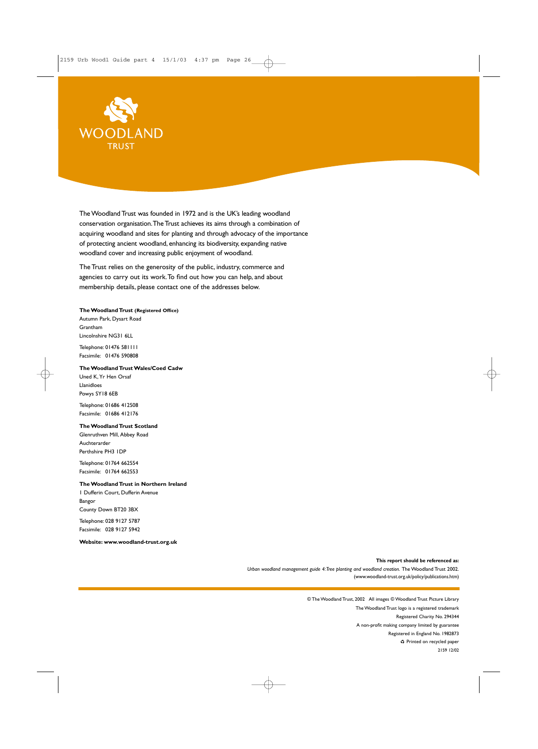WOODLAND TRUST

The Woodland Trust was founded in 1972 and is the UK's leading woodland conservation organisation. The Trust achieves its aims through a combination of acquiring woodland and sites for planting and through advocacy of the importance of protecting ancient woodland, enhancing its biodiversity, expanding native woodland cover and increasing public enjoyment of woodland.

The Trust relies on the generosity of the public, industry, commerce and agencies to carry out its work. To find out how you can help, and about membership details, please contact one of the addresses below.

**The Woodland Trust (Registered Office)**
Autumn Park, Dysart Road
Grantham
Lincolnshire NG31 6LL

Telephone: 01476 581111
Facsimile: 01476 590808

**The Woodland Trust Wales/Coed Cadw**
Uned K, Yr Hen Orsaf
Llanidloes
Powys SY18 6EB

Telephone: 01686 412508
Facsimile: 01686 412176

**The Woodland Trust Scotland**
Glenruthven Mill, Abbey Road
Auchterarder
Perthshire PH3 1DP

Telephone: 01764 662554
Facsimile: 01764 662553

**The Woodland Trust in Northern Ireland**
1 Dufferin Court, Dufferin Avenue
Bangor
County Down BT20 3BX

Telephone: 028 9127 5787
Facsimile: 028 9127 5942

**Website: www.woodland-trust.org.uk**

**This report should be referenced as:**
*Urban woodland management guide 4: Tree planting and woodland creation.* The Woodland Trust 2002.
(www.woodland-trust.org.uk/policy/publications.htm)

© The Woodland Trust, 2002 All images © Woodland Trust Picture Library
The Woodland Trust logo is a registered trademark
Registered Charity No. 294344
A non-profit making company limited by guarantee
Registered in England No. 1982873
♻ Printed on recycled paper
2159 12/02